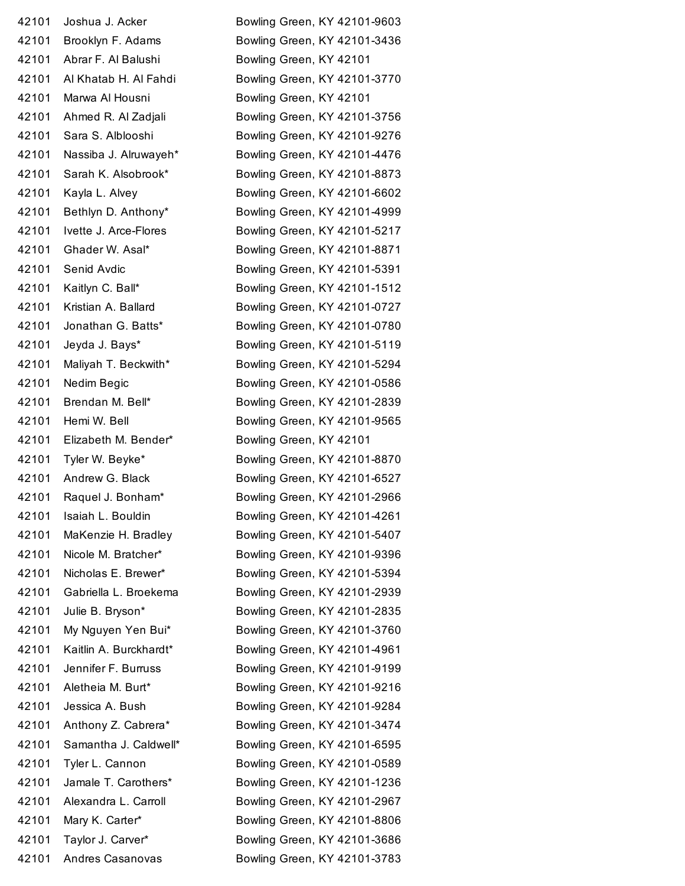| | | |
|---|---|---|
| 42101 | Joshua J. Acker | Bowling Green, KY 42101-9603 |
| 42101 | Brooklyn F. Adams | Bowling Green, KY 42101-3436 |
| 42101 | Abrar F. Al Balushi | Bowling Green, KY 42101 |
| 42101 | Al Khatab H. Al Fahdi | Bowling Green, KY 42101-3770 |
| 42101 | Marwa Al Housni | Bowling Green, KY 42101 |
| 42101 | Ahmed R. Al Zadjali | Bowling Green, KY 42101-3756 |
| 42101 | Sara S. Alblooshi | Bowling Green, KY 42101-9276 |
| 42101 | Nassiba J. Alruwayeh* | Bowling Green, KY 42101-4476 |
| 42101 | Sarah K. Alsobrook* | Bowling Green, KY 42101-8873 |
| 42101 | Kayla L. Alvey | Bowling Green, KY 42101-6602 |
| 42101 | Bethlyn D. Anthony* | Bowling Green, KY 42101-4999 |
| 42101 | Ivette J. Arce-Flores | Bowling Green, KY 42101-5217 |
| 42101 | Ghader W. Asal* | Bowling Green, KY 42101-8871 |
| 42101 | Senid Avdic | Bowling Green, KY 42101-5391 |
| 42101 | Kaitlyn C. Ball* | Bowling Green, KY 42101-1512 |
| 42101 | Kristian A. Ballard | Bowling Green, KY 42101-0727 |
| 42101 | Jonathan G. Batts* | Bowling Green, KY 42101-0780 |
| 42101 | Jeyda J. Bays* | Bowling Green, KY 42101-5119 |
| 42101 | Maliyah T. Beckwith* | Bowling Green, KY 42101-5294 |
| 42101 | Nedim Begic | Bowling Green, KY 42101-0586 |
| 42101 | Brendan M. Bell* | Bowling Green, KY 42101-2839 |
| 42101 | Hemi W. Bell | Bowling Green, KY 42101-9565 |
| 42101 | Elizabeth M. Bender* | Bowling Green, KY 42101 |
| 42101 | Tyler W. Beyke* | Bowling Green, KY 42101-8870 |
| 42101 | Andrew G. Black | Bowling Green, KY 42101-6527 |
| 42101 | Raquel J. Bonham* | Bowling Green, KY 42101-2966 |
| 42101 | Isaiah L. Bouldin | Bowling Green, KY 42101-4261 |
| 42101 | MaKenzie H. Bradley | Bowling Green, KY 42101-5407 |
| 42101 | Nicole M. Bratcher* | Bowling Green, KY 42101-9396 |
| 42101 | Nicholas E. Brewer* | Bowling Green, KY 42101-5394 |
| 42101 | Gabriella L. Broekema | Bowling Green, KY 42101-2939 |
| 42101 | Julie B. Bryson* | Bowling Green, KY 42101-2835 |
| 42101 | My Nguyen Yen Bui* | Bowling Green, KY 42101-3760 |
| 42101 | Kaitlin A. Burckhardt* | Bowling Green, KY 42101-4961 |
| 42101 | Jennifer F. Burruss | Bowling Green, KY 42101-9199 |
| 42101 | Aletheia M. Burt* | Bowling Green, KY 42101-9216 |
| 42101 | Jessica A. Bush | Bowling Green, KY 42101-9284 |
| 42101 | Anthony Z. Cabrera* | Bowling Green, KY 42101-3474 |
| 42101 | Samantha J. Caldwell* | Bowling Green, KY 42101-6595 |
| 42101 | Tyler L. Cannon | Bowling Green, KY 42101-0589 |
| 42101 | Jamale T. Carothers* | Bowling Green, KY 42101-1236 |
| 42101 | Alexandra L. Carroll | Bowling Green, KY 42101-2967 |
| 42101 | Mary K. Carter* | Bowling Green, KY 42101-8806 |
| 42101 | Taylor J. Carver* | Bowling Green, KY 42101-3686 |
| 42101 | Andres Casanovas | Bowling Green, KY 42101-3783 |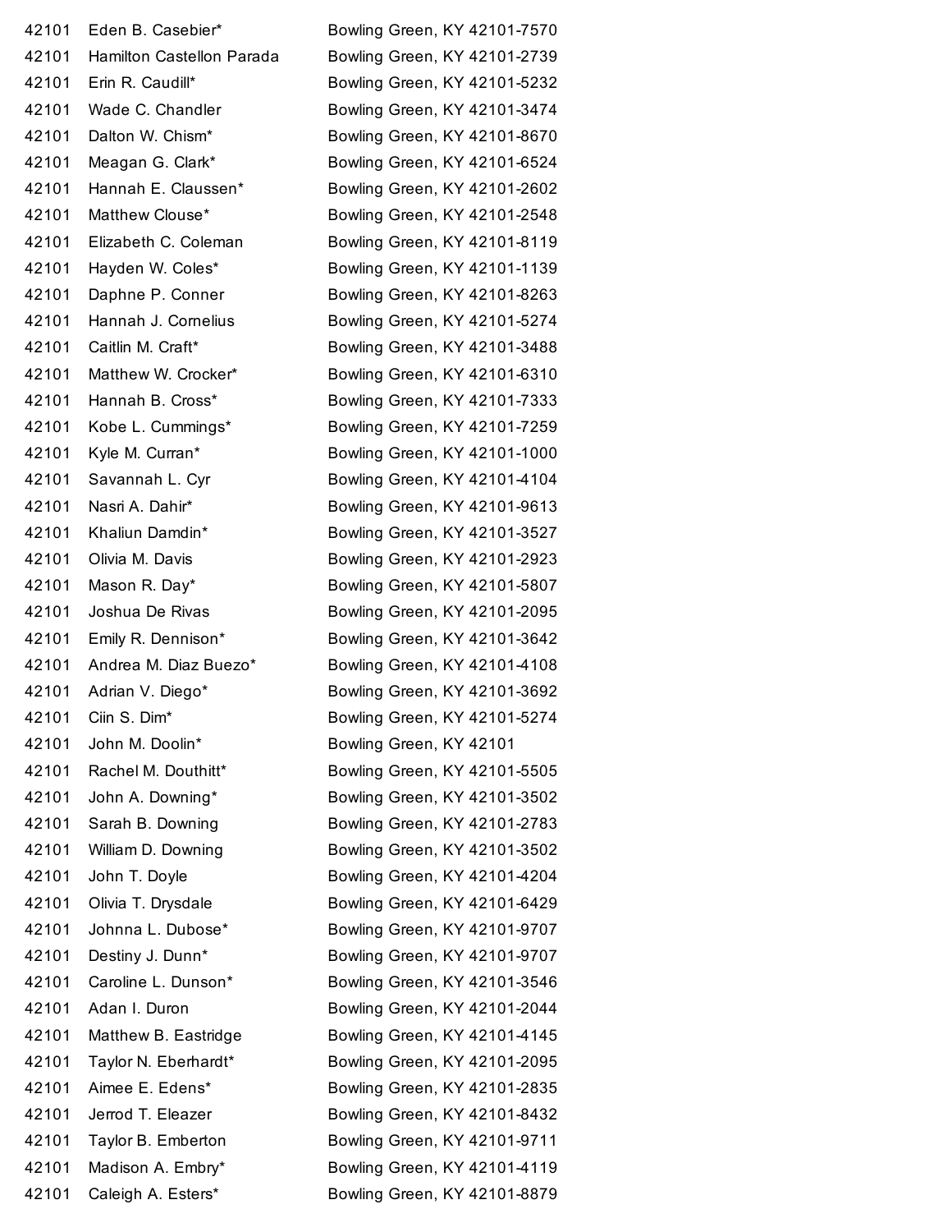| | | |
|---|---|---|
| 42101 | Eden B. Casebier* | Bowling Green, KY 42101-7570 |
| 42101 | Hamilton Castellon Parada | Bowling Green, KY 42101-2739 |
| 42101 | Erin R. Caudill* | Bowling Green, KY 42101-5232 |
| 42101 | Wade C. Chandler | Bowling Green, KY 42101-3474 |
| 42101 | Dalton W. Chism* | Bowling Green, KY 42101-8670 |
| 42101 | Meagan G. Clark* | Bowling Green, KY 42101-6524 |
| 42101 | Hannah E. Claussen* | Bowling Green, KY 42101-2602 |
| 42101 | Matthew Clouse* | Bowling Green, KY 42101-2548 |
| 42101 | Elizabeth C. Coleman | Bowling Green, KY 42101-8119 |
| 42101 | Hayden W. Coles* | Bowling Green, KY 42101-1139 |
| 42101 | Daphne P. Conner | Bowling Green, KY 42101-8263 |
| 42101 | Hannah J. Cornelius | Bowling Green, KY 42101-5274 |
| 42101 | Caitlin M. Craft* | Bowling Green, KY 42101-3488 |
| 42101 | Matthew W. Crocker* | Bowling Green, KY 42101-6310 |
| 42101 | Hannah B. Cross* | Bowling Green, KY 42101-7333 |
| 42101 | Kobe L. Cummings* | Bowling Green, KY 42101-7259 |
| 42101 | Kyle M. Curran* | Bowling Green, KY 42101-1000 |
| 42101 | Savannah L. Cyr | Bowling Green, KY 42101-4104 |
| 42101 | Nasri A. Dahir* | Bowling Green, KY 42101-9613 |
| 42101 | Khaliun Damdin* | Bowling Green, KY 42101-3527 |
| 42101 | Olivia M. Davis | Bowling Green, KY 42101-2923 |
| 42101 | Mason R. Day* | Bowling Green, KY 42101-5807 |
| 42101 | Joshua De Rivas | Bowling Green, KY 42101-2095 |
| 42101 | Emily R. Dennison* | Bowling Green, KY 42101-3642 |
| 42101 | Andrea M. Diaz Buezo* | Bowling Green, KY 42101-4108 |
| 42101 | Adrian V. Diego* | Bowling Green, KY 42101-3692 |
| 42101 | Ciin S. Dim* | Bowling Green, KY 42101-5274 |
| 42101 | John M. Doolin* | Bowling Green, KY 42101 |
| 42101 | Rachel M. Douthitt* | Bowling Green, KY 42101-5505 |
| 42101 | John A. Downing* | Bowling Green, KY 42101-3502 |
| 42101 | Sarah B. Downing | Bowling Green, KY 42101-2783 |
| 42101 | William D. Downing | Bowling Green, KY 42101-3502 |
| 42101 | John T. Doyle | Bowling Green, KY 42101-4204 |
| 42101 | Olivia T. Drysdale | Bowling Green, KY 42101-6429 |
| 42101 | Johnna L. Dubose* | Bowling Green, KY 42101-9707 |
| 42101 | Destiny J. Dunn* | Bowling Green, KY 42101-9707 |
| 42101 | Caroline L. Dunson* | Bowling Green, KY 42101-3546 |
| 42101 | Adan I. Duron | Bowling Green, KY 42101-2044 |
| 42101 | Matthew B. Eastridge | Bowling Green, KY 42101-4145 |
| 42101 | Taylor N. Eberhardt* | Bowling Green, KY 42101-2095 |
| 42101 | Aimee E. Edens* | Bowling Green, KY 42101-2835 |
| 42101 | Jerrod T. Eleazer | Bowling Green, KY 42101-8432 |
| 42101 | Taylor B. Emberton | Bowling Green, KY 42101-9711 |
| 42101 | Madison A. Embry* | Bowling Green, KY 42101-4119 |
| 42101 | Caleigh A. Esters* | Bowling Green, KY 42101-8879 |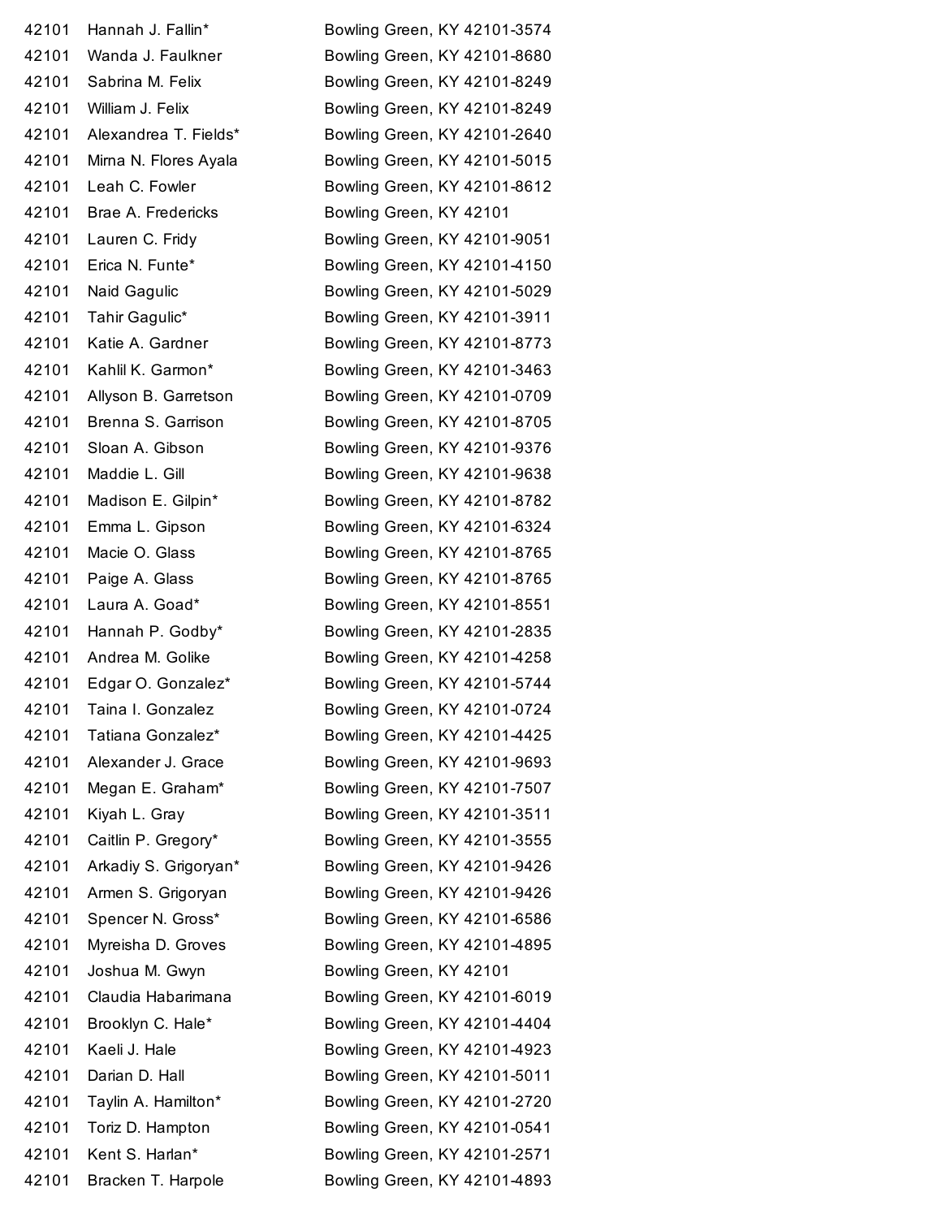| | | |
|---|---|---|
| 42101 | Hannah J. Fallin* | Bowling Green, KY 42101-3574 |
| 42101 | Wanda J. Faulkner | Bowling Green, KY 42101-8680 |
| 42101 | Sabrina M. Felix | Bowling Green, KY 42101-8249 |
| 42101 | William J. Felix | Bowling Green, KY 42101-8249 |
| 42101 | Alexandrea T. Fields* | Bowling Green, KY 42101-2640 |
| 42101 | Mirna N. Flores Ayala | Bowling Green, KY 42101-5015 |
| 42101 | Leah C. Fowler | Bowling Green, KY 42101-8612 |
| 42101 | Brae A. Fredericks | Bowling Green, KY 42101 |
| 42101 | Lauren C. Fridy | Bowling Green, KY 42101-9051 |
| 42101 | Erica N. Funte* | Bowling Green, KY 42101-4150 |
| 42101 | Naid Gagulic | Bowling Green, KY 42101-5029 |
| 42101 | Tahir Gagulic* | Bowling Green, KY 42101-3911 |
| 42101 | Katie A. Gardner | Bowling Green, KY 42101-8773 |
| 42101 | Kahlil K. Garmon* | Bowling Green, KY 42101-3463 |
| 42101 | Allyson B. Garretson | Bowling Green, KY 42101-0709 |
| 42101 | Brenna S. Garrison | Bowling Green, KY 42101-8705 |
| 42101 | Sloan A. Gibson | Bowling Green, KY 42101-9376 |
| 42101 | Maddie L. Gill | Bowling Green, KY 42101-9638 |
| 42101 | Madison E. Gilpin* | Bowling Green, KY 42101-8782 |
| 42101 | Emma L. Gipson | Bowling Green, KY 42101-6324 |
| 42101 | Macie O. Glass | Bowling Green, KY 42101-8765 |
| 42101 | Paige A. Glass | Bowling Green, KY 42101-8765 |
| 42101 | Laura A. Goad* | Bowling Green, KY 42101-8551 |
| 42101 | Hannah P. Godby* | Bowling Green, KY 42101-2835 |
| 42101 | Andrea M. Golike | Bowling Green, KY 42101-4258 |
| 42101 | Edgar O. Gonzalez* | Bowling Green, KY 42101-5744 |
| 42101 | Taina I. Gonzalez | Bowling Green, KY 42101-0724 |
| 42101 | Tatiana Gonzalez* | Bowling Green, KY 42101-4425 |
| 42101 | Alexander J. Grace | Bowling Green, KY 42101-9693 |
| 42101 | Megan E. Graham* | Bowling Green, KY 42101-7507 |
| 42101 | Kiyah L. Gray | Bowling Green, KY 42101-3511 |
| 42101 | Caitlin P. Gregory* | Bowling Green, KY 42101-3555 |
| 42101 | Arkadiy S. Grigoryan* | Bowling Green, KY 42101-9426 |
| 42101 | Armen S. Grigoryan | Bowling Green, KY 42101-9426 |
| 42101 | Spencer N. Gross* | Bowling Green, KY 42101-6586 |
| 42101 | Myreisha D. Groves | Bowling Green, KY 42101-4895 |
| 42101 | Joshua M. Gwyn | Bowling Green, KY 42101 |
| 42101 | Claudia Habarimana | Bowling Green, KY 42101-6019 |
| 42101 | Brooklyn C. Hale* | Bowling Green, KY 42101-4404 |
| 42101 | Kaeli J. Hale | Bowling Green, KY 42101-4923 |
| 42101 | Darian D. Hall | Bowling Green, KY 42101-5011 |
| 42101 | Taylin A. Hamilton* | Bowling Green, KY 42101-2720 |
| 42101 | Toriz D. Hampton | Bowling Green, KY 42101-0541 |
| 42101 | Kent S. Harlan* | Bowling Green, KY 42101-2571 |
| 42101 | Bracken T. Harpole | Bowling Green, KY 42101-4893 |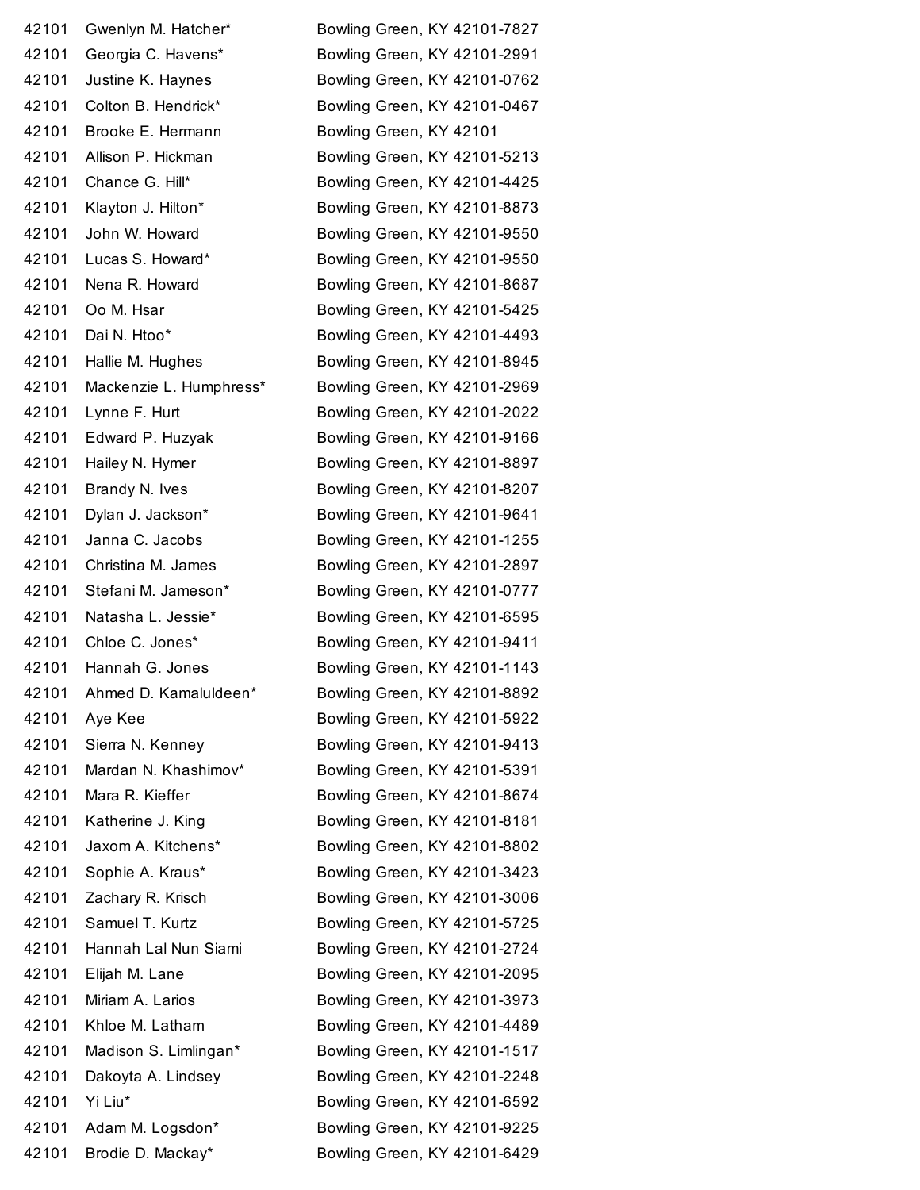| | | |
|---|---|---|
| 42101 | Gwenlyn M. Hatcher* | Bowling Green, KY 42101-7827 |
| 42101 | Georgia C. Havens* | Bowling Green, KY 42101-2991 |
| 42101 | Justine K. Haynes | Bowling Green, KY 42101-0762 |
| 42101 | Colton B. Hendrick* | Bowling Green, KY 42101-0467 |
| 42101 | Brooke E. Hermann | Bowling Green, KY 42101 |
| 42101 | Allison P. Hickman | Bowling Green, KY 42101-5213 |
| 42101 | Chance G. Hill* | Bowling Green, KY 42101-4425 |
| 42101 | Klayton J. Hilton* | Bowling Green, KY 42101-8873 |
| 42101 | John W. Howard | Bowling Green, KY 42101-9550 |
| 42101 | Lucas S. Howard* | Bowling Green, KY 42101-9550 |
| 42101 | Nena R. Howard | Bowling Green, KY 42101-8687 |
| 42101 | Oo M. Hsar | Bowling Green, KY 42101-5425 |
| 42101 | Dai N. Htoo* | Bowling Green, KY 42101-4493 |
| 42101 | Hallie M. Hughes | Bowling Green, KY 42101-8945 |
| 42101 | Mackenzie L. Humphress* | Bowling Green, KY 42101-2969 |
| 42101 | Lynne F. Hurt | Bowling Green, KY 42101-2022 |
| 42101 | Edward P. Huzyak | Bowling Green, KY 42101-9166 |
| 42101 | Hailey N. Hymer | Bowling Green, KY 42101-8897 |
| 42101 | Brandy N. Ives | Bowling Green, KY 42101-8207 |
| 42101 | Dylan J. Jackson* | Bowling Green, KY 42101-9641 |
| 42101 | Janna C. Jacobs | Bowling Green, KY 42101-1255 |
| 42101 | Christina M. James | Bowling Green, KY 42101-2897 |
| 42101 | Stefani M. Jameson* | Bowling Green, KY 42101-0777 |
| 42101 | Natasha L. Jessie* | Bowling Green, KY 42101-6595 |
| 42101 | Chloe C. Jones* | Bowling Green, KY 42101-9411 |
| 42101 | Hannah G. Jones | Bowling Green, KY 42101-1143 |
| 42101 | Ahmed D. Kamaluldeen* | Bowling Green, KY 42101-8892 |
| 42101 | Aye Kee | Bowling Green, KY 42101-5922 |
| 42101 | Sierra N. Kenney | Bowling Green, KY 42101-9413 |
| 42101 | Mardan N. Khashimov* | Bowling Green, KY 42101-5391 |
| 42101 | Mara R. Kieffer | Bowling Green, KY 42101-8674 |
| 42101 | Katherine J. King | Bowling Green, KY 42101-8181 |
| 42101 | Jaxom A. Kitchens* | Bowling Green, KY 42101-8802 |
| 42101 | Sophie A. Kraus* | Bowling Green, KY 42101-3423 |
| 42101 | Zachary R. Krisch | Bowling Green, KY 42101-3006 |
| 42101 | Samuel T. Kurtz | Bowling Green, KY 42101-5725 |
| 42101 | Hannah Lal Nun Siami | Bowling Green, KY 42101-2724 |
| 42101 | Elijah M. Lane | Bowling Green, KY 42101-2095 |
| 42101 | Miriam A. Larios | Bowling Green, KY 42101-3973 |
| 42101 | Khloe M. Latham | Bowling Green, KY 42101-4489 |
| 42101 | Madison S. Limlingan* | Bowling Green, KY 42101-1517 |
| 42101 | Dakoyta A. Lindsey | Bowling Green, KY 42101-2248 |
| 42101 | Yi Liu* | Bowling Green, KY 42101-6592 |
| 42101 | Adam M. Logsdon* | Bowling Green, KY 42101-9225 |
| 42101 | Brodie D. Mackay* | Bowling Green, KY 42101-6429 |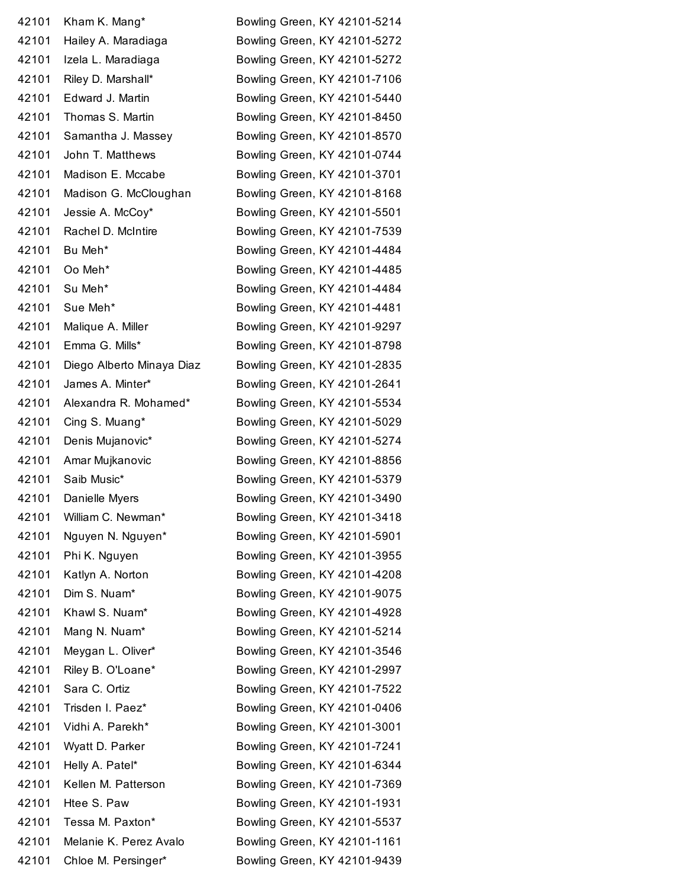| | | |
|---|---|---|
| 42101 | Kham K. Mang* | Bowling Green, KY 42101-5214 |
| 42101 | Hailey A. Maradiaga | Bowling Green, KY 42101-5272 |
| 42101 | Izela L. Maradiaga | Bowling Green, KY 42101-5272 |
| 42101 | Riley D. Marshall* | Bowling Green, KY 42101-7106 |
| 42101 | Edward J. Martin | Bowling Green, KY 42101-5440 |
| 42101 | Thomas S. Martin | Bowling Green, KY 42101-8450 |
| 42101 | Samantha J. Massey | Bowling Green, KY 42101-8570 |
| 42101 | John T. Matthews | Bowling Green, KY 42101-0744 |
| 42101 | Madison E. Mccabe | Bowling Green, KY 42101-3701 |
| 42101 | Madison G. McCloughan | Bowling Green, KY 42101-8168 |
| 42101 | Jessie A. McCoy* | Bowling Green, KY 42101-5501 |
| 42101 | Rachel D. McIntire | Bowling Green, KY 42101-7539 |
| 42101 | Bu Meh* | Bowling Green, KY 42101-4484 |
| 42101 | Oo Meh* | Bowling Green, KY 42101-4485 |
| 42101 | Su Meh* | Bowling Green, KY 42101-4484 |
| 42101 | Sue Meh* | Bowling Green, KY 42101-4481 |
| 42101 | Malique A. Miller | Bowling Green, KY 42101-9297 |
| 42101 | Emma G. Mills* | Bowling Green, KY 42101-8798 |
| 42101 | Diego Alberto Minaya Diaz | Bowling Green, KY 42101-2835 |
| 42101 | James A. Minter* | Bowling Green, KY 42101-2641 |
| 42101 | Alexandra R. Mohamed* | Bowling Green, KY 42101-5534 |
| 42101 | Cing S. Muang* | Bowling Green, KY 42101-5029 |
| 42101 | Denis Mujanovic* | Bowling Green, KY 42101-5274 |
| 42101 | Amar Mujkanovic | Bowling Green, KY 42101-8856 |
| 42101 | Saib Music* | Bowling Green, KY 42101-5379 |
| 42101 | Danielle Myers | Bowling Green, KY 42101-3490 |
| 42101 | William C. Newman* | Bowling Green, KY 42101-3418 |
| 42101 | Nguyen N. Nguyen* | Bowling Green, KY 42101-5901 |
| 42101 | Phi K. Nguyen | Bowling Green, KY 42101-3955 |
| 42101 | Katlyn A. Norton | Bowling Green, KY 42101-4208 |
| 42101 | Dim S. Nuam* | Bowling Green, KY 42101-9075 |
| 42101 | Khawl S. Nuam* | Bowling Green, KY 42101-4928 |
| 42101 | Mang N. Nuam* | Bowling Green, KY 42101-5214 |
| 42101 | Meygan L. Oliver* | Bowling Green, KY 42101-3546 |
| 42101 | Riley B. O'Loane* | Bowling Green, KY 42101-2997 |
| 42101 | Sara C. Ortiz | Bowling Green, KY 42101-7522 |
| 42101 | Trisden I. Paez* | Bowling Green, KY 42101-0406 |
| 42101 | Vidhi A. Parekh* | Bowling Green, KY 42101-3001 |
| 42101 | Wyatt D. Parker | Bowling Green, KY 42101-7241 |
| 42101 | Helly A. Patel* | Bowling Green, KY 42101-6344 |
| 42101 | Kellen M. Patterson | Bowling Green, KY 42101-7369 |
| 42101 | Htee S. Paw | Bowling Green, KY 42101-1931 |
| 42101 | Tessa M. Paxton* | Bowling Green, KY 42101-5537 |
| 42101 | Melanie K. Perez Avalo | Bowling Green, KY 42101-1161 |
| 42101 | Chloe M. Persinger* | Bowling Green, KY 42101-9439 |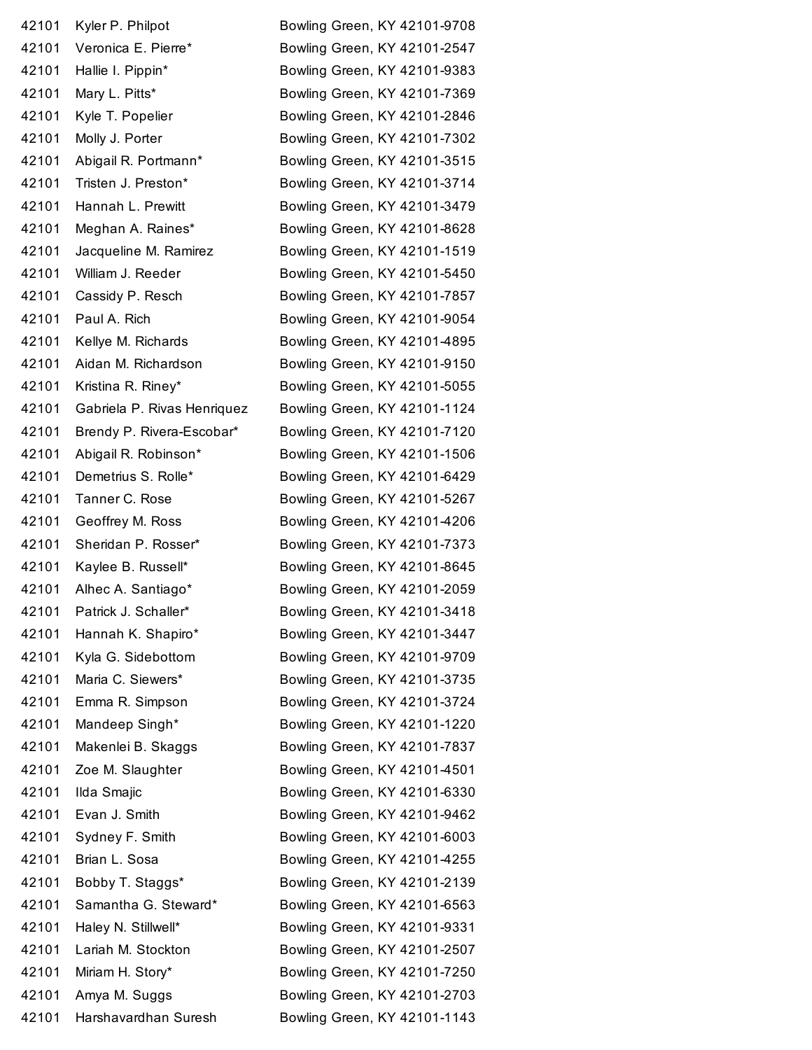| | | |
|---|---|---|
| 42101 | Kyler P. Philpot | Bowling Green, KY 42101-9708 |
| 42101 | Veronica E. Pierre* | Bowling Green, KY 42101-2547 |
| 42101 | Hallie I. Pippin* | Bowling Green, KY 42101-9383 |
| 42101 | Mary L. Pitts* | Bowling Green, KY 42101-7369 |
| 42101 | Kyle T. Popelier | Bowling Green, KY 42101-2846 |
| 42101 | Molly J. Porter | Bowling Green, KY 42101-7302 |
| 42101 | Abigail R. Portmann* | Bowling Green, KY 42101-3515 |
| 42101 | Tristen J. Preston* | Bowling Green, KY 42101-3714 |
| 42101 | Hannah L. Prewitt | Bowling Green, KY 42101-3479 |
| 42101 | Meghan A. Raines* | Bowling Green, KY 42101-8628 |
| 42101 | Jacqueline M. Ramirez | Bowling Green, KY 42101-1519 |
| 42101 | William J. Reeder | Bowling Green, KY 42101-5450 |
| 42101 | Cassidy P. Resch | Bowling Green, KY 42101-7857 |
| 42101 | Paul A. Rich | Bowling Green, KY 42101-9054 |
| 42101 | Kellye M. Richards | Bowling Green, KY 42101-4895 |
| 42101 | Aidan M. Richardson | Bowling Green, KY 42101-9150 |
| 42101 | Kristina R. Riney* | Bowling Green, KY 42101-5055 |
| 42101 | Gabriela P. Rivas Henriquez | Bowling Green, KY 42101-1124 |
| 42101 | Brendy P. Rivera-Escobar* | Bowling Green, KY 42101-7120 |
| 42101 | Abigail R. Robinson* | Bowling Green, KY 42101-1506 |
| 42101 | Demetrius S. Rolle* | Bowling Green, KY 42101-6429 |
| 42101 | Tanner C. Rose | Bowling Green, KY 42101-5267 |
| 42101 | Geoffrey M. Ross | Bowling Green, KY 42101-4206 |
| 42101 | Sheridan P. Rosser* | Bowling Green, KY 42101-7373 |
| 42101 | Kaylee B. Russell* | Bowling Green, KY 42101-8645 |
| 42101 | Alhec A. Santiago* | Bowling Green, KY 42101-2059 |
| 42101 | Patrick J. Schaller* | Bowling Green, KY 42101-3418 |
| 42101 | Hannah K. Shapiro* | Bowling Green, KY 42101-3447 |
| 42101 | Kyla G. Sidebottom | Bowling Green, KY 42101-9709 |
| 42101 | Maria C. Siewers* | Bowling Green, KY 42101-3735 |
| 42101 | Emma R. Simpson | Bowling Green, KY 42101-3724 |
| 42101 | Mandeep Singh* | Bowling Green, KY 42101-1220 |
| 42101 | Makenlei B. Skaggs | Bowling Green, KY 42101-7837 |
| 42101 | Zoe M. Slaughter | Bowling Green, KY 42101-4501 |
| 42101 | Ilda Smajic | Bowling Green, KY 42101-6330 |
| 42101 | Evan J. Smith | Bowling Green, KY 42101-9462 |
| 42101 | Sydney F. Smith | Bowling Green, KY 42101-6003 |
| 42101 | Brian L. Sosa | Bowling Green, KY 42101-4255 |
| 42101 | Bobby T. Staggs* | Bowling Green, KY 42101-2139 |
| 42101 | Samantha G. Steward* | Bowling Green, KY 42101-6563 |
| 42101 | Haley N. Stillwell* | Bowling Green, KY 42101-9331 |
| 42101 | Lariah M. Stockton | Bowling Green, KY 42101-2507 |
| 42101 | Miriam H. Story* | Bowling Green, KY 42101-7250 |
| 42101 | Amya M. Suggs | Bowling Green, KY 42101-2703 |
| 42101 | Harshavardhan Suresh | Bowling Green, KY 42101-1143 |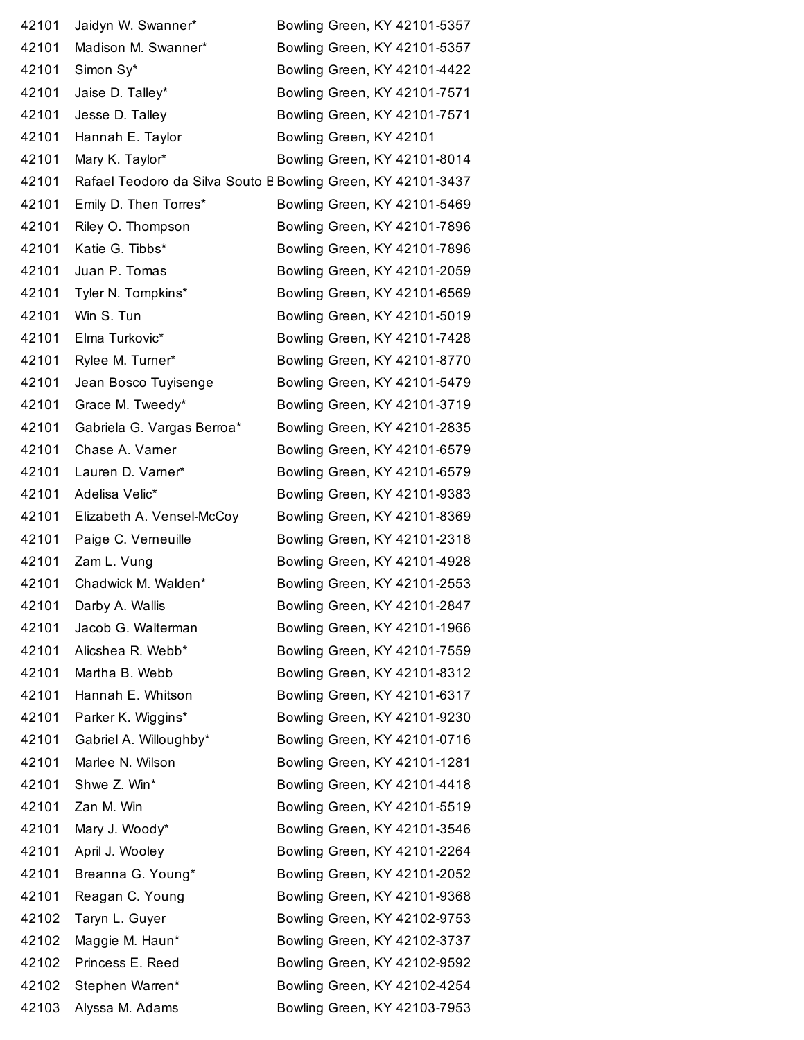| | | |
|---|---|---|
| 42101 | Jaidyn W. Swanner* | Bowling Green, KY 42101-5357 |
| 42101 | Madison M. Swanner* | Bowling Green, KY 42101-5357 |
| 42101 | Simon Sy* | Bowling Green, KY 42101-4422 |
| 42101 | Jaise D. Talley* | Bowling Green, KY 42101-7571 |
| 42101 | Jesse D. Talley | Bowling Green, KY 42101-7571 |
| 42101 | Hannah E. Taylor | Bowling Green, KY 42101 |
| 42101 | Mary K. Taylor* | Bowling Green, KY 42101-8014 |
| 42101 | Rafael Teodoro da Silva Souto B | Bowling Green, KY 42101-3437 |
| 42101 | Emily D. Then Torres* | Bowling Green, KY 42101-5469 |
| 42101 | Riley O. Thompson | Bowling Green, KY 42101-7896 |
| 42101 | Katie G. Tibbs* | Bowling Green, KY 42101-7896 |
| 42101 | Juan P. Tomas | Bowling Green, KY 42101-2059 |
| 42101 | Tyler N. Tompkins* | Bowling Green, KY 42101-6569 |
| 42101 | Win S. Tun | Bowling Green, KY 42101-5019 |
| 42101 | Elma Turkovic* | Bowling Green, KY 42101-7428 |
| 42101 | Rylee M. Turner* | Bowling Green, KY 42101-8770 |
| 42101 | Jean Bosco Tuyisenge | Bowling Green, KY 42101-5479 |
| 42101 | Grace M. Tweedy* | Bowling Green, KY 42101-3719 |
| 42101 | Gabriela G. Vargas Berroa* | Bowling Green, KY 42101-2835 |
| 42101 | Chase A. Varner | Bowling Green, KY 42101-6579 |
| 42101 | Lauren D. Varner* | Bowling Green, KY 42101-6579 |
| 42101 | Adelisa Velic* | Bowling Green, KY 42101-9383 |
| 42101 | Elizabeth A. Vensel-McCoy | Bowling Green, KY 42101-8369 |
| 42101 | Paige C. Verneuille | Bowling Green, KY 42101-2318 |
| 42101 | Zam L. Vung | Bowling Green, KY 42101-4928 |
| 42101 | Chadwick M. Walden* | Bowling Green, KY 42101-2553 |
| 42101 | Darby A. Wallis | Bowling Green, KY 42101-2847 |
| 42101 | Jacob G. Walterman | Bowling Green, KY 42101-1966 |
| 42101 | Alicshea R. Webb* | Bowling Green, KY 42101-7559 |
| 42101 | Martha B. Webb | Bowling Green, KY 42101-8312 |
| 42101 | Hannah E. Whitson | Bowling Green, KY 42101-6317 |
| 42101 | Parker K. Wiggins* | Bowling Green, KY 42101-9230 |
| 42101 | Gabriel A. Willoughby* | Bowling Green, KY 42101-0716 |
| 42101 | Marlee N. Wilson | Bowling Green, KY 42101-1281 |
| 42101 | Shwe Z. Win* | Bowling Green, KY 42101-4418 |
| 42101 | Zan M. Win | Bowling Green, KY 42101-5519 |
| 42101 | Mary J. Woody* | Bowling Green, KY 42101-3546 |
| 42101 | April J. Wooley | Bowling Green, KY 42101-2264 |
| 42101 | Breanna G. Young* | Bowling Green, KY 42101-2052 |
| 42101 | Reagan C. Young | Bowling Green, KY 42101-9368 |
| 42102 | Taryn L. Guyer | Bowling Green, KY 42102-9753 |
| 42102 | Maggie M. Haun* | Bowling Green, KY 42102-3737 |
| 42102 | Princess E. Reed | Bowling Green, KY 42102-9592 |
| 42102 | Stephen Warren* | Bowling Green, KY 42102-4254 |
| 42103 | Alyssa M. Adams | Bowling Green, KY 42103-7953 |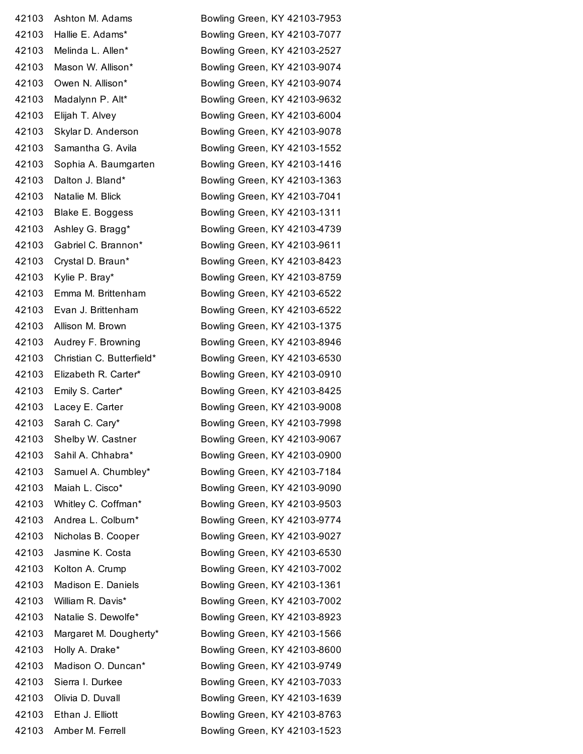| | | |
|---|---|---|
| 42103 | Ashton M. Adams | Bowling Green, KY 42103-7953 |
| 42103 | Hallie E. Adams* | Bowling Green, KY 42103-7077 |
| 42103 | Melinda L. Allen* | Bowling Green, KY 42103-2527 |
| 42103 | Mason W. Allison* | Bowling Green, KY 42103-9074 |
| 42103 | Owen N. Allison* | Bowling Green, KY 42103-9074 |
| 42103 | Madalynn P. Alt* | Bowling Green, KY 42103-9632 |
| 42103 | Elijah T. Alvey | Bowling Green, KY 42103-6004 |
| 42103 | Skylar D. Anderson | Bowling Green, KY 42103-9078 |
| 42103 | Samantha G. Avila | Bowling Green, KY 42103-1552 |
| 42103 | Sophia A. Baumgarten | Bowling Green, KY 42103-1416 |
| 42103 | Dalton J. Bland* | Bowling Green, KY 42103-1363 |
| 42103 | Natalie M. Blick | Bowling Green, KY 42103-7041 |
| 42103 | Blake E. Boggess | Bowling Green, KY 42103-1311 |
| 42103 | Ashley G. Bragg* | Bowling Green, KY 42103-4739 |
| 42103 | Gabriel C. Brannon* | Bowling Green, KY 42103-9611 |
| 42103 | Crystal D. Braun* | Bowling Green, KY 42103-8423 |
| 42103 | Kylie P. Bray* | Bowling Green, KY 42103-8759 |
| 42103 | Emma M. Brittenham | Bowling Green, KY 42103-6522 |
| 42103 | Evan J. Brittenham | Bowling Green, KY 42103-6522 |
| 42103 | Allison M. Brown | Bowling Green, KY 42103-1375 |
| 42103 | Audrey F. Browning | Bowling Green, KY 42103-8946 |
| 42103 | Christian C. Butterfield* | Bowling Green, KY 42103-6530 |
| 42103 | Elizabeth R. Carter* | Bowling Green, KY 42103-0910 |
| 42103 | Emily S. Carter* | Bowling Green, KY 42103-8425 |
| 42103 | Lacey E. Carter | Bowling Green, KY 42103-9008 |
| 42103 | Sarah C. Cary* | Bowling Green, KY 42103-7998 |
| 42103 | Shelby W. Castner | Bowling Green, KY 42103-9067 |
| 42103 | Sahil A. Chhabra* | Bowling Green, KY 42103-0900 |
| 42103 | Samuel A. Chumbley* | Bowling Green, KY 42103-7184 |
| 42103 | Maiah L. Cisco* | Bowling Green, KY 42103-9090 |
| 42103 | Whitley C. Coffman* | Bowling Green, KY 42103-9503 |
| 42103 | Andrea L. Colburn* | Bowling Green, KY 42103-9774 |
| 42103 | Nicholas B. Cooper | Bowling Green, KY 42103-9027 |
| 42103 | Jasmine K. Costa | Bowling Green, KY 42103-6530 |
| 42103 | Kolton A. Crump | Bowling Green, KY 42103-7002 |
| 42103 | Madison E. Daniels | Bowling Green, KY 42103-1361 |
| 42103 | William R. Davis* | Bowling Green, KY 42103-7002 |
| 42103 | Natalie S. Dewolfe* | Bowling Green, KY 42103-8923 |
| 42103 | Margaret M. Dougherty* | Bowling Green, KY 42103-1566 |
| 42103 | Holly A. Drake* | Bowling Green, KY 42103-8600 |
| 42103 | Madison O. Duncan* | Bowling Green, KY 42103-9749 |
| 42103 | Sierra I. Durkee | Bowling Green, KY 42103-7033 |
| 42103 | Olivia D. Duvall | Bowling Green, KY 42103-1639 |
| 42103 | Ethan J. Elliott | Bowling Green, KY 42103-8763 |
| 42103 | Amber M. Ferrell | Bowling Green, KY 42103-1523 |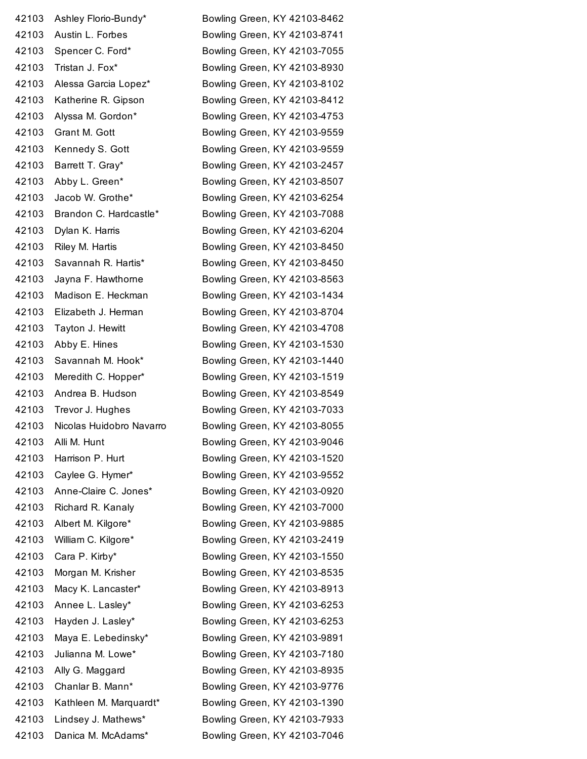| | | |
|---|---|---|
| 42103 | Ashley Florio-Bundy* | Bowling Green, KY 42103-8462 |
| 42103 | Austin L. Forbes | Bowling Green, KY 42103-8741 |
| 42103 | Spencer C. Ford* | Bowling Green, KY 42103-7055 |
| 42103 | Tristan J. Fox* | Bowling Green, KY 42103-8930 |
| 42103 | Alessa Garcia Lopez* | Bowling Green, KY 42103-8102 |
| 42103 | Katherine R. Gipson | Bowling Green, KY 42103-8412 |
| 42103 | Alyssa M. Gordon* | Bowling Green, KY 42103-4753 |
| 42103 | Grant M. Gott | Bowling Green, KY 42103-9559 |
| 42103 | Kennedy S. Gott | Bowling Green, KY 42103-9559 |
| 42103 | Barrett T. Gray* | Bowling Green, KY 42103-2457 |
| 42103 | Abby L. Green* | Bowling Green, KY 42103-8507 |
| 42103 | Jacob W. Grothe* | Bowling Green, KY 42103-6254 |
| 42103 | Brandon C. Hardcastle* | Bowling Green, KY 42103-7088 |
| 42103 | Dylan K. Harris | Bowling Green, KY 42103-6204 |
| 42103 | Riley M. Hartis | Bowling Green, KY 42103-8450 |
| 42103 | Savannah R. Hartis* | Bowling Green, KY 42103-8450 |
| 42103 | Jayna F. Hawthorne | Bowling Green, KY 42103-8563 |
| 42103 | Madison E. Heckman | Bowling Green, KY 42103-1434 |
| 42103 | Elizabeth J. Herman | Bowling Green, KY 42103-8704 |
| 42103 | Tayton J. Hewitt | Bowling Green, KY 42103-4708 |
| 42103 | Abby E. Hines | Bowling Green, KY 42103-1530 |
| 42103 | Savannah M. Hook* | Bowling Green, KY 42103-1440 |
| 42103 | Meredith C. Hopper* | Bowling Green, KY 42103-1519 |
| 42103 | Andrea B. Hudson | Bowling Green, KY 42103-8549 |
| 42103 | Trevor J. Hughes | Bowling Green, KY 42103-7033 |
| 42103 | Nicolas Huidobro Navarro | Bowling Green, KY 42103-8055 |
| 42103 | Alli M. Hunt | Bowling Green, KY 42103-9046 |
| 42103 | Harrison P. Hurt | Bowling Green, KY 42103-1520 |
| 42103 | Caylee G. Hymer* | Bowling Green, KY 42103-9552 |
| 42103 | Anne-Claire C. Jones* | Bowling Green, KY 42103-0920 |
| 42103 | Richard R. Kanaly | Bowling Green, KY 42103-7000 |
| 42103 | Albert M. Kilgore* | Bowling Green, KY 42103-9885 |
| 42103 | William C. Kilgore* | Bowling Green, KY 42103-2419 |
| 42103 | Cara P. Kirby* | Bowling Green, KY 42103-1550 |
| 42103 | Morgan M. Krisher | Bowling Green, KY 42103-8535 |
| 42103 | Macy K. Lancaster* | Bowling Green, KY 42103-8913 |
| 42103 | Annee L. Lasley* | Bowling Green, KY 42103-6253 |
| 42103 | Hayden J. Lasley* | Bowling Green, KY 42103-6253 |
| 42103 | Maya E. Lebedinsky* | Bowling Green, KY 42103-9891 |
| 42103 | Julianna M. Lowe* | Bowling Green, KY 42103-7180 |
| 42103 | Ally G. Maggard | Bowling Green, KY 42103-8935 |
| 42103 | Chanlar B. Mann* | Bowling Green, KY 42103-9776 |
| 42103 | Kathleen M. Marquardt* | Bowling Green, KY 42103-1390 |
| 42103 | Lindsey J. Mathews* | Bowling Green, KY 42103-7933 |
| 42103 | Danica M. McAdams* | Bowling Green, KY 42103-7046 |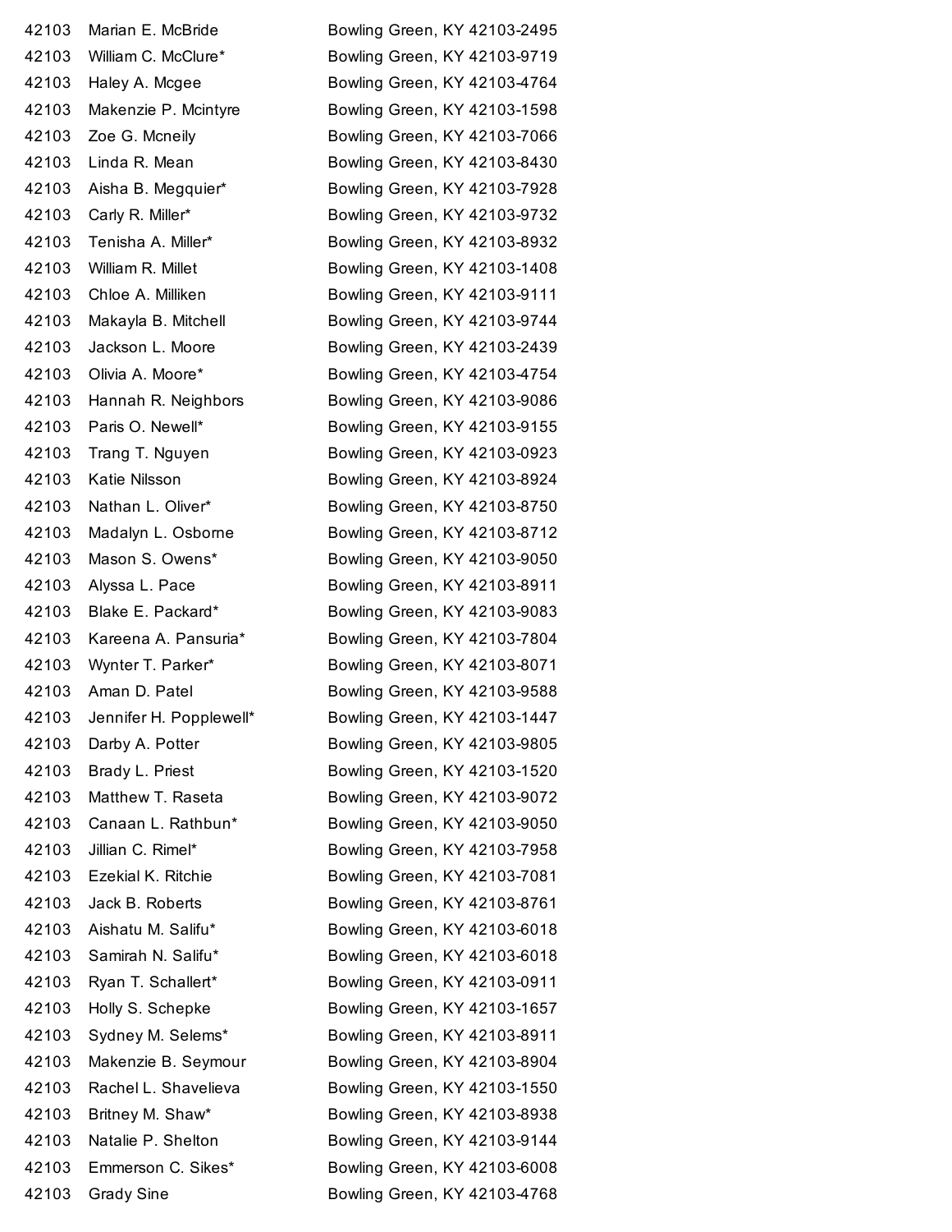| | | |
|---|---|---|
| 42103 | Marian E. McBride | Bowling Green, KY 42103-2495 |
| 42103 | William C. McClure* | Bowling Green, KY 42103-9719 |
| 42103 | Haley A. Mcgee | Bowling Green, KY 42103-4764 |
| 42103 | Makenzie P. Mcintyre | Bowling Green, KY 42103-1598 |
| 42103 | Zoe G. Mcneily | Bowling Green, KY 42103-7066 |
| 42103 | Linda R. Mean | Bowling Green, KY 42103-8430 |
| 42103 | Aisha B. Megquier* | Bowling Green, KY 42103-7928 |
| 42103 | Carly R. Miller* | Bowling Green, KY 42103-9732 |
| 42103 | Tenisha A. Miller* | Bowling Green, KY 42103-8932 |
| 42103 | William R. Millet | Bowling Green, KY 42103-1408 |
| 42103 | Chloe A. Milliken | Bowling Green, KY 42103-9111 |
| 42103 | Makayla B. Mitchell | Bowling Green, KY 42103-9744 |
| 42103 | Jackson L. Moore | Bowling Green, KY 42103-2439 |
| 42103 | Olivia A. Moore* | Bowling Green, KY 42103-4754 |
| 42103 | Hannah R. Neighbors | Bowling Green, KY 42103-9086 |
| 42103 | Paris O. Newell* | Bowling Green, KY 42103-9155 |
| 42103 | Trang T. Nguyen | Bowling Green, KY 42103-0923 |
| 42103 | Katie Nilsson | Bowling Green, KY 42103-8924 |
| 42103 | Nathan L. Oliver* | Bowling Green, KY 42103-8750 |
| 42103 | Madalyn L. Osborne | Bowling Green, KY 42103-8712 |
| 42103 | Mason S. Owens* | Bowling Green, KY 42103-9050 |
| 42103 | Alyssa L. Pace | Bowling Green, KY 42103-8911 |
| 42103 | Blake E. Packard* | Bowling Green, KY 42103-9083 |
| 42103 | Kareena A. Pansuria* | Bowling Green, KY 42103-7804 |
| 42103 | Wynter T. Parker* | Bowling Green, KY 42103-8071 |
| 42103 | Aman D. Patel | Bowling Green, KY 42103-9588 |
| 42103 | Jennifer H. Popplewell* | Bowling Green, KY 42103-1447 |
| 42103 | Darby A. Potter | Bowling Green, KY 42103-9805 |
| 42103 | Brady L. Priest | Bowling Green, KY 42103-1520 |
| 42103 | Matthew T. Raseta | Bowling Green, KY 42103-9072 |
| 42103 | Canaan L. Rathbun* | Bowling Green, KY 42103-9050 |
| 42103 | Jillian C. Rimel* | Bowling Green, KY 42103-7958 |
| 42103 | Ezekial K. Ritchie | Bowling Green, KY 42103-7081 |
| 42103 | Jack B. Roberts | Bowling Green, KY 42103-8761 |
| 42103 | Aishatu M. Salifu* | Bowling Green, KY 42103-6018 |
| 42103 | Samirah N. Salifu* | Bowling Green, KY 42103-6018 |
| 42103 | Ryan T. Schallert* | Bowling Green, KY 42103-0911 |
| 42103 | Holly S. Schepke | Bowling Green, KY 42103-1657 |
| 42103 | Sydney M. Selems* | Bowling Green, KY 42103-8911 |
| 42103 | Makenzie B. Seymour | Bowling Green, KY 42103-8904 |
| 42103 | Rachel L. Shavelieva | Bowling Green, KY 42103-1550 |
| 42103 | Britney M. Shaw* | Bowling Green, KY 42103-8938 |
| 42103 | Natalie P. Shelton | Bowling Green, KY 42103-9144 |
| 42103 | Emmerson C. Sikes* | Bowling Green, KY 42103-6008 |
| 42103 | Grady Sine | Bowling Green, KY 42103-4768 |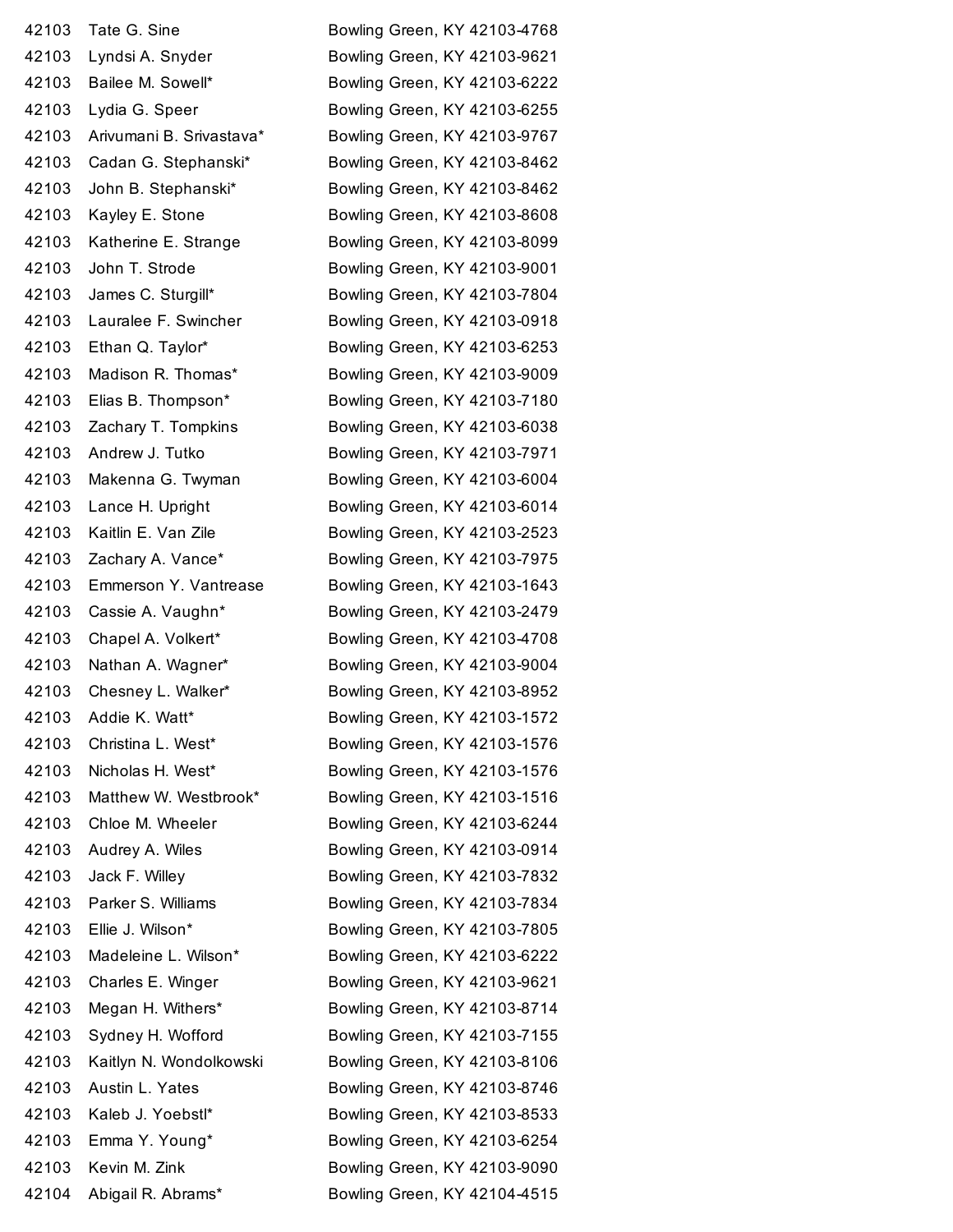| | | |
|---|---|---|
| 42103 | Tate G. Sine | Bowling Green, KY 42103-4768 |
| 42103 | Lyndsi A. Snyder | Bowling Green, KY 42103-9621 |
| 42103 | Bailee M. Sowell* | Bowling Green, KY 42103-6222 |
| 42103 | Lydia G. Speer | Bowling Green, KY 42103-6255 |
| 42103 | Arivumani B. Srivastava* | Bowling Green, KY 42103-9767 |
| 42103 | Cadan G. Stephanski* | Bowling Green, KY 42103-8462 |
| 42103 | John B. Stephanski* | Bowling Green, KY 42103-8462 |
| 42103 | Kayley E. Stone | Bowling Green, KY 42103-8608 |
| 42103 | Katherine E. Strange | Bowling Green, KY 42103-8099 |
| 42103 | John T. Strode | Bowling Green, KY 42103-9001 |
| 42103 | James C. Sturgill* | Bowling Green, KY 42103-7804 |
| 42103 | Lauralee F. Swincher | Bowling Green, KY 42103-0918 |
| 42103 | Ethan Q. Taylor* | Bowling Green, KY 42103-6253 |
| 42103 | Madison R. Thomas* | Bowling Green, KY 42103-9009 |
| 42103 | Elias B. Thompson* | Bowling Green, KY 42103-7180 |
| 42103 | Zachary T. Tompkins | Bowling Green, KY 42103-6038 |
| 42103 | Andrew J. Tutko | Bowling Green, KY 42103-7971 |
| 42103 | Makenna G. Twyman | Bowling Green, KY 42103-6004 |
| 42103 | Lance H. Upright | Bowling Green, KY 42103-6014 |
| 42103 | Kaitlin E. Van Zile | Bowling Green, KY 42103-2523 |
| 42103 | Zachary A. Vance* | Bowling Green, KY 42103-7975 |
| 42103 | Emmerson Y. Vantrease | Bowling Green, KY 42103-1643 |
| 42103 | Cassie A. Vaughn* | Bowling Green, KY 42103-2479 |
| 42103 | Chapel A. Volkert* | Bowling Green, KY 42103-4708 |
| 42103 | Nathan A. Wagner* | Bowling Green, KY 42103-9004 |
| 42103 | Chesney L. Walker* | Bowling Green, KY 42103-8952 |
| 42103 | Addie K. Watt* | Bowling Green, KY 42103-1572 |
| 42103 | Christina L. West* | Bowling Green, KY 42103-1576 |
| 42103 | Nicholas H. West* | Bowling Green, KY 42103-1576 |
| 42103 | Matthew W. Westbrook* | Bowling Green, KY 42103-1516 |
| 42103 | Chloe M. Wheeler | Bowling Green, KY 42103-6244 |
| 42103 | Audrey A. Wiles | Bowling Green, KY 42103-0914 |
| 42103 | Jack F. Willey | Bowling Green, KY 42103-7832 |
| 42103 | Parker S. Williams | Bowling Green, KY 42103-7834 |
| 42103 | Ellie J. Wilson* | Bowling Green, KY 42103-7805 |
| 42103 | Madeleine L. Wilson* | Bowling Green, KY 42103-6222 |
| 42103 | Charles E. Winger | Bowling Green, KY 42103-9621 |
| 42103 | Megan H. Withers* | Bowling Green, KY 42103-8714 |
| 42103 | Sydney H. Wofford | Bowling Green, KY 42103-7155 |
| 42103 | Kaitlyn N. Wondolkowski | Bowling Green, KY 42103-8106 |
| 42103 | Austin L. Yates | Bowling Green, KY 42103-8746 |
| 42103 | Kaleb J. Yoebstl* | Bowling Green, KY 42103-8533 |
| 42103 | Emma Y. Young* | Bowling Green, KY 42103-6254 |
| 42103 | Kevin M. Zink | Bowling Green, KY 42103-9090 |
| 42104 | Abigail R. Abrams* | Bowling Green, KY 42104-4515 |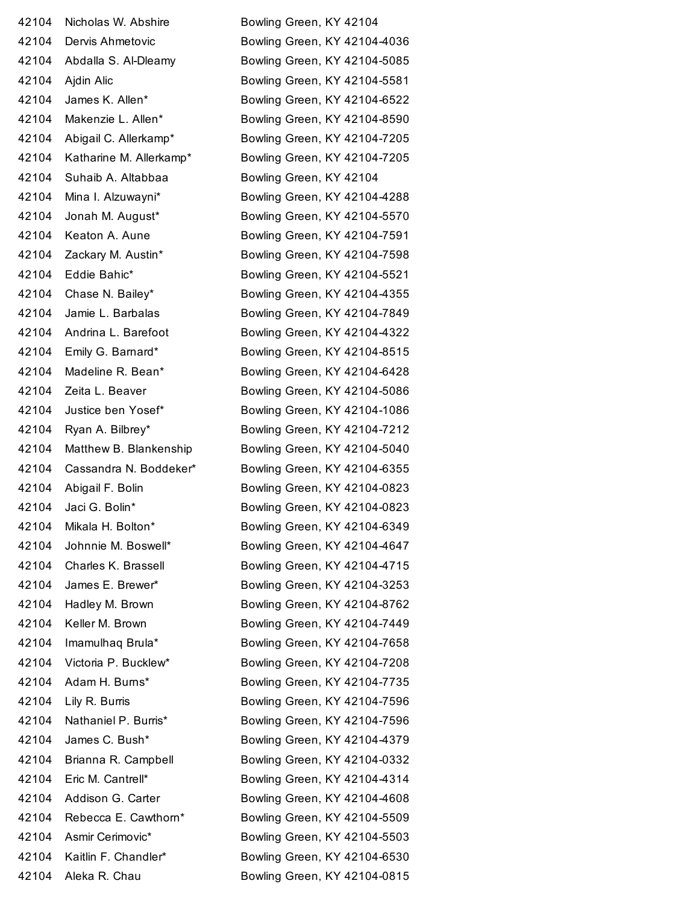| | | |
|---|---|---|
| 42104 | Nicholas W. Abshire | Bowling Green, KY 42104 |
| 42104 | Dervis Ahmetovic | Bowling Green, KY 42104-4036 |
| 42104 | Abdalla S. Al-Dleamy | Bowling Green, KY 42104-5085 |
| 42104 | Ajdin Alic | Bowling Green, KY 42104-5581 |
| 42104 | James K. Allen* | Bowling Green, KY 42104-6522 |
| 42104 | Makenzie L. Allen* | Bowling Green, KY 42104-8590 |
| 42104 | Abigail C. Allerkamp* | Bowling Green, KY 42104-7205 |
| 42104 | Katharine M. Allerkamp* | Bowling Green, KY 42104-7205 |
| 42104 | Suhaib A. Altabbaa | Bowling Green, KY 42104 |
| 42104 | Mina I. Alzuwayni* | Bowling Green, KY 42104-4288 |
| 42104 | Jonah M. August* | Bowling Green, KY 42104-5570 |
| 42104 | Keaton A. Aune | Bowling Green, KY 42104-7591 |
| 42104 | Zackary M. Austin* | Bowling Green, KY 42104-7598 |
| 42104 | Eddie Bahic* | Bowling Green, KY 42104-5521 |
| 42104 | Chase N. Bailey* | Bowling Green, KY 42104-4355 |
| 42104 | Jamie L. Barbalas | Bowling Green, KY 42104-7849 |
| 42104 | Andrina L. Barefoot | Bowling Green, KY 42104-4322 |
| 42104 | Emily G. Barnard* | Bowling Green, KY 42104-8515 |
| 42104 | Madeline R. Bean* | Bowling Green, KY 42104-6428 |
| 42104 | Zeita L. Beaver | Bowling Green, KY 42104-5086 |
| 42104 | Justice ben Yosef* | Bowling Green, KY 42104-1086 |
| 42104 | Ryan A. Bilbrey* | Bowling Green, KY 42104-7212 |
| 42104 | Matthew B. Blankenship | Bowling Green, KY 42104-5040 |
| 42104 | Cassandra N. Boddeker* | Bowling Green, KY 42104-6355 |
| 42104 | Abigail F. Bolin | Bowling Green, KY 42104-0823 |
| 42104 | Jaci G. Bolin* | Bowling Green, KY 42104-0823 |
| 42104 | Mikala H. Bolton* | Bowling Green, KY 42104-6349 |
| 42104 | Johnnie M. Boswell* | Bowling Green, KY 42104-4647 |
| 42104 | Charles K. Brassell | Bowling Green, KY 42104-4715 |
| 42104 | James E. Brewer* | Bowling Green, KY 42104-3253 |
| 42104 | Hadley M. Brown | Bowling Green, KY 42104-8762 |
| 42104 | Keller M. Brown | Bowling Green, KY 42104-7449 |
| 42104 | Imamulhaq Brula* | Bowling Green, KY 42104-7658 |
| 42104 | Victoria P. Bucklew* | Bowling Green, KY 42104-7208 |
| 42104 | Adam H. Burns* | Bowling Green, KY 42104-7735 |
| 42104 | Lily R. Burris | Bowling Green, KY 42104-7596 |
| 42104 | Nathaniel P. Burris* | Bowling Green, KY 42104-7596 |
| 42104 | James C. Bush* | Bowling Green, KY 42104-4379 |
| 42104 | Brianna R. Campbell | Bowling Green, KY 42104-0332 |
| 42104 | Eric M. Cantrell* | Bowling Green, KY 42104-4314 |
| 42104 | Addison G. Carter | Bowling Green, KY 42104-4608 |
| 42104 | Rebecca E. Cawthorn* | Bowling Green, KY 42104-5509 |
| 42104 | Asmir Cerimovic* | Bowling Green, KY 42104-5503 |
| 42104 | Kaitlin F. Chandler* | Bowling Green, KY 42104-6530 |
| 42104 | Aleka R. Chau | Bowling Green, KY 42104-0815 |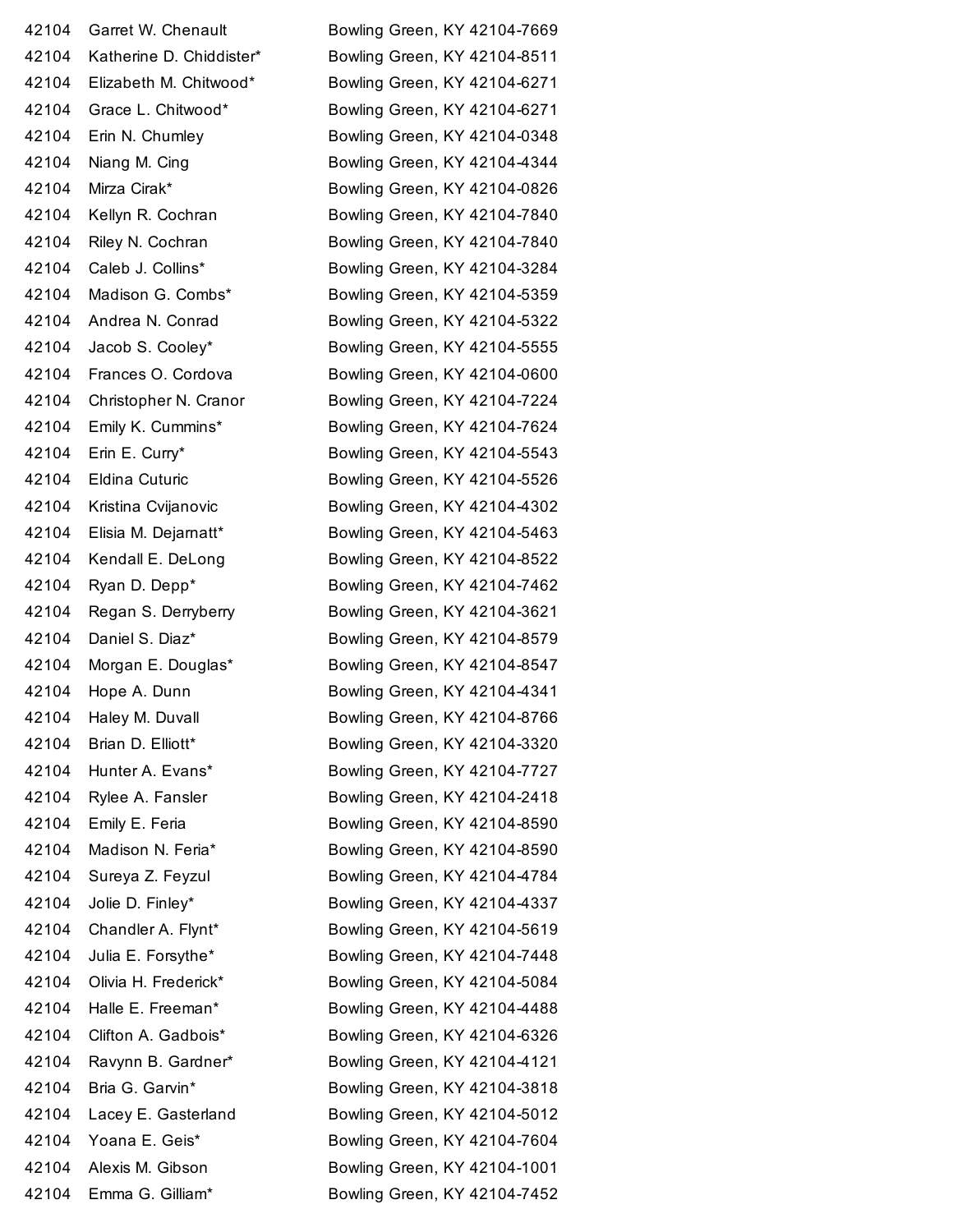| | | |
|---|---|---|
| 42104 | Garret W. Chenault | Bowling Green, KY 42104-7669 |
| 42104 | Katherine D. Chiddister* | Bowling Green, KY 42104-8511 |
| 42104 | Elizabeth M. Chitwood* | Bowling Green, KY 42104-6271 |
| 42104 | Grace L. Chitwood* | Bowling Green, KY 42104-6271 |
| 42104 | Erin N. Chumley | Bowling Green, KY 42104-0348 |
| 42104 | Niang M. Cing | Bowling Green, KY 42104-4344 |
| 42104 | Mirza Cirak* | Bowling Green, KY 42104-0826 |
| 42104 | Kellyn R. Cochran | Bowling Green, KY 42104-7840 |
| 42104 | Riley N. Cochran | Bowling Green, KY 42104-7840 |
| 42104 | Caleb J. Collins* | Bowling Green, KY 42104-3284 |
| 42104 | Madison G. Combs* | Bowling Green, KY 42104-5359 |
| 42104 | Andrea N. Conrad | Bowling Green, KY 42104-5322 |
| 42104 | Jacob S. Cooley* | Bowling Green, KY 42104-5555 |
| 42104 | Frances O. Cordova | Bowling Green, KY 42104-0600 |
| 42104 | Christopher N. Cranor | Bowling Green, KY 42104-7224 |
| 42104 | Emily K. Cummins* | Bowling Green, KY 42104-7624 |
| 42104 | Erin E. Curry* | Bowling Green, KY 42104-5543 |
| 42104 | Eldina Cuturic | Bowling Green, KY 42104-5526 |
| 42104 | Kristina Cvijanovic | Bowling Green, KY 42104-4302 |
| 42104 | Elisia M. Dejarnatt* | Bowling Green, KY 42104-5463 |
| 42104 | Kendall E. DeLong | Bowling Green, KY 42104-8522 |
| 42104 | Ryan D. Depp* | Bowling Green, KY 42104-7462 |
| 42104 | Regan S. Derryberry | Bowling Green, KY 42104-3621 |
| 42104 | Daniel S. Diaz* | Bowling Green, KY 42104-8579 |
| 42104 | Morgan E. Douglas* | Bowling Green, KY 42104-8547 |
| 42104 | Hope A. Dunn | Bowling Green, KY 42104-4341 |
| 42104 | Haley M. Duvall | Bowling Green, KY 42104-8766 |
| 42104 | Brian D. Elliott* | Bowling Green, KY 42104-3320 |
| 42104 | Hunter A. Evans* | Bowling Green, KY 42104-7727 |
| 42104 | Rylee A. Fansler | Bowling Green, KY 42104-2418 |
| 42104 | Emily E. Feria | Bowling Green, KY 42104-8590 |
| 42104 | Madison N. Feria* | Bowling Green, KY 42104-8590 |
| 42104 | Sureya Z. Feyzul | Bowling Green, KY 42104-4784 |
| 42104 | Jolie D. Finley* | Bowling Green, KY 42104-4337 |
| 42104 | Chandler A. Flynt* | Bowling Green, KY 42104-5619 |
| 42104 | Julia E. Forsythe* | Bowling Green, KY 42104-7448 |
| 42104 | Olivia H. Frederick* | Bowling Green, KY 42104-5084 |
| 42104 | Halle E. Freeman* | Bowling Green, KY 42104-4488 |
| 42104 | Clifton A. Gadbois* | Bowling Green, KY 42104-6326 |
| 42104 | Ravynn B. Gardner* | Bowling Green, KY 42104-4121 |
| 42104 | Bria G. Garvin* | Bowling Green, KY 42104-3818 |
| 42104 | Lacey E. Gasterland | Bowling Green, KY 42104-5012 |
| 42104 | Yoana E. Geis* | Bowling Green, KY 42104-7604 |
| 42104 | Alexis M. Gibson | Bowling Green, KY 42104-1001 |
| 42104 | Emma G. Gilliam* | Bowling Green, KY 42104-7452 |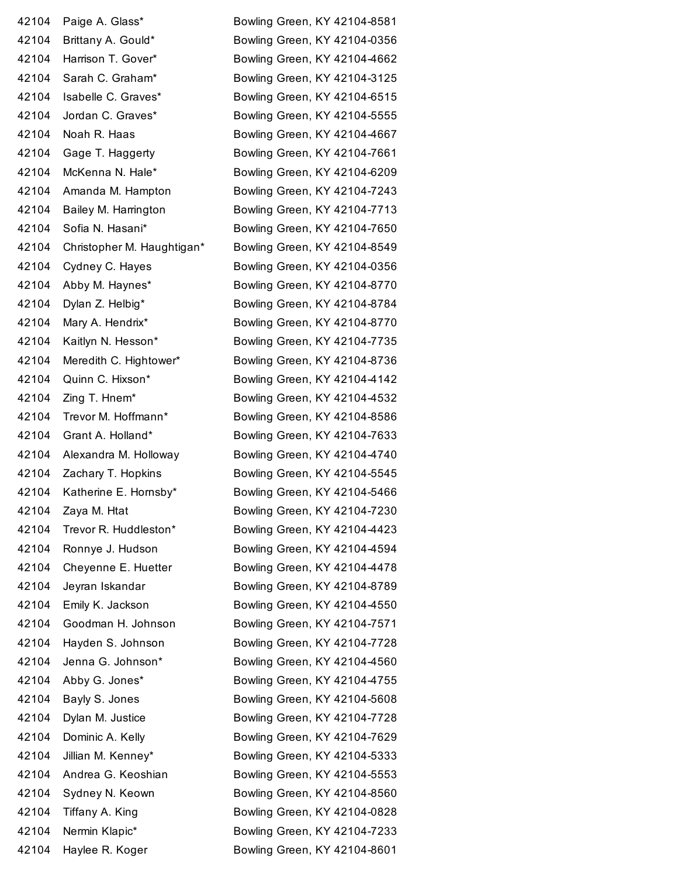| | | |
|---|---|---|
| 42104 | Paige A. Glass* | Bowling Green, KY 42104-8581 |
| 42104 | Brittany A. Gould* | Bowling Green, KY 42104-0356 |
| 42104 | Harrison T. Gover* | Bowling Green, KY 42104-4662 |
| 42104 | Sarah C. Graham* | Bowling Green, KY 42104-3125 |
| 42104 | Isabelle C. Graves* | Bowling Green, KY 42104-6515 |
| 42104 | Jordan C. Graves* | Bowling Green, KY 42104-5555 |
| 42104 | Noah R. Haas | Bowling Green, KY 42104-4667 |
| 42104 | Gage T. Haggerty | Bowling Green, KY 42104-7661 |
| 42104 | McKenna N. Hale* | Bowling Green, KY 42104-6209 |
| 42104 | Amanda M. Hampton | Bowling Green, KY 42104-7243 |
| 42104 | Bailey M. Harrington | Bowling Green, KY 42104-7713 |
| 42104 | Sofia N. Hasani* | Bowling Green, KY 42104-7650 |
| 42104 | Christopher M. Haughtigan* | Bowling Green, KY 42104-8549 |
| 42104 | Cydney C. Hayes | Bowling Green, KY 42104-0356 |
| 42104 | Abby M. Haynes* | Bowling Green, KY 42104-8770 |
| 42104 | Dylan Z. Helbig* | Bowling Green, KY 42104-8784 |
| 42104 | Mary A. Hendrix* | Bowling Green, KY 42104-8770 |
| 42104 | Kaitlyn N. Hesson* | Bowling Green, KY 42104-7735 |
| 42104 | Meredith C. Hightower* | Bowling Green, KY 42104-8736 |
| 42104 | Quinn C. Hixson* | Bowling Green, KY 42104-4142 |
| 42104 | Zing T. Hnem* | Bowling Green, KY 42104-4532 |
| 42104 | Trevor M. Hoffmann* | Bowling Green, KY 42104-8586 |
| 42104 | Grant A. Holland* | Bowling Green, KY 42104-7633 |
| 42104 | Alexandra M. Holloway | Bowling Green, KY 42104-4740 |
| 42104 | Zachary T. Hopkins | Bowling Green, KY 42104-5545 |
| 42104 | Katherine E. Hornsby* | Bowling Green, KY 42104-5466 |
| 42104 | Zaya M. Htat | Bowling Green, KY 42104-7230 |
| 42104 | Trevor R. Huddleston* | Bowling Green, KY 42104-4423 |
| 42104 | Ronnye J. Hudson | Bowling Green, KY 42104-4594 |
| 42104 | Cheyenne E. Huetter | Bowling Green, KY 42104-4478 |
| 42104 | Jeyran Iskandar | Bowling Green, KY 42104-8789 |
| 42104 | Emily K. Jackson | Bowling Green, KY 42104-4550 |
| 42104 | Goodman H. Johnson | Bowling Green, KY 42104-7571 |
| 42104 | Hayden S. Johnson | Bowling Green, KY 42104-7728 |
| 42104 | Jenna G. Johnson* | Bowling Green, KY 42104-4560 |
| 42104 | Abby G. Jones* | Bowling Green, KY 42104-4755 |
| 42104 | Bayly S. Jones | Bowling Green, KY 42104-5608 |
| 42104 | Dylan M. Justice | Bowling Green, KY 42104-7728 |
| 42104 | Dominic A. Kelly | Bowling Green, KY 42104-7629 |
| 42104 | Jillian M. Kenney* | Bowling Green, KY 42104-5333 |
| 42104 | Andrea G. Keoshian | Bowling Green, KY 42104-5553 |
| 42104 | Sydney N. Keown | Bowling Green, KY 42104-8560 |
| 42104 | Tiffany A. King | Bowling Green, KY 42104-0828 |
| 42104 | Nermin Klapic* | Bowling Green, KY 42104-7233 |
| 42104 | Haylee R. Koger | Bowling Green, KY 42104-8601 |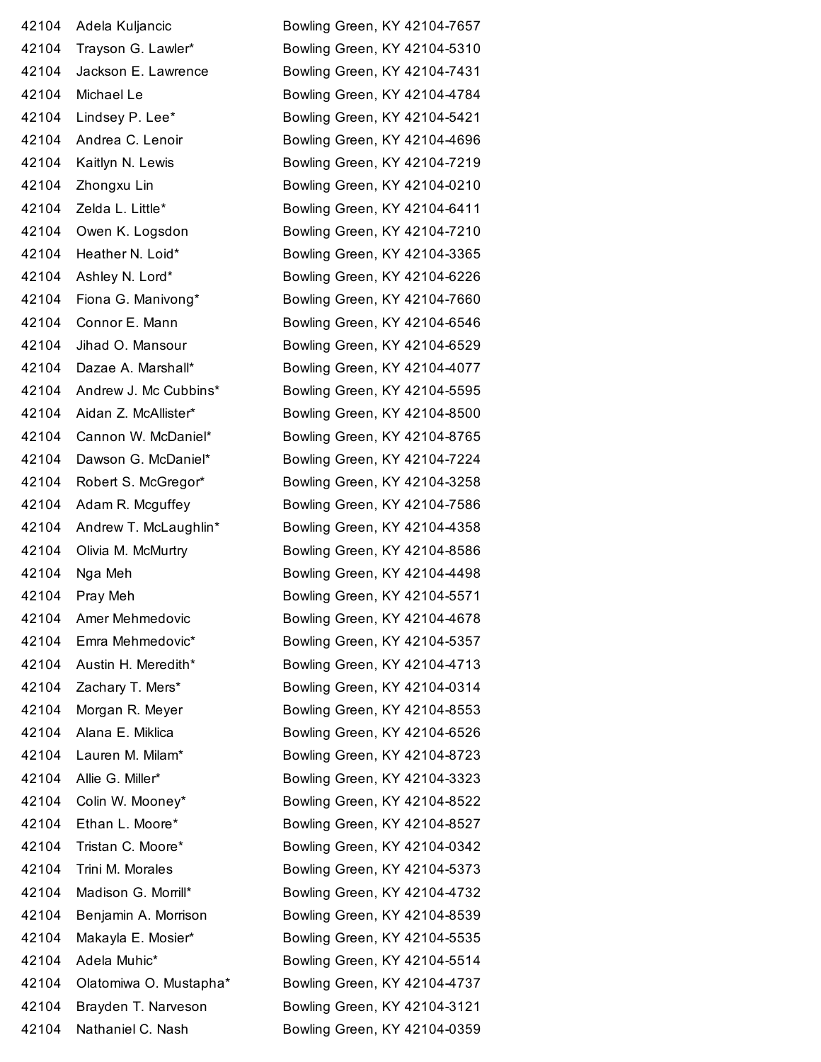| | | |
|---|---|---|
| 42104 | Adela Kuljancic | Bowling Green, KY 42104-7657 |
| 42104 | Trayson G. Lawler* | Bowling Green, KY 42104-5310 |
| 42104 | Jackson E. Lawrence | Bowling Green, KY 42104-7431 |
| 42104 | Michael Le | Bowling Green, KY 42104-4784 |
| 42104 | Lindsey P. Lee* | Bowling Green, KY 42104-5421 |
| 42104 | Andrea C. Lenoir | Bowling Green, KY 42104-4696 |
| 42104 | Kaitlyn N. Lewis | Bowling Green, KY 42104-7219 |
| 42104 | Zhongxu Lin | Bowling Green, KY 42104-0210 |
| 42104 | Zelda L. Little* | Bowling Green, KY 42104-6411 |
| 42104 | Owen K. Logsdon | Bowling Green, KY 42104-7210 |
| 42104 | Heather N. Loid* | Bowling Green, KY 42104-3365 |
| 42104 | Ashley N. Lord* | Bowling Green, KY 42104-6226 |
| 42104 | Fiona G. Manivong* | Bowling Green, KY 42104-7660 |
| 42104 | Connor E. Mann | Bowling Green, KY 42104-6546 |
| 42104 | Jihad O. Mansour | Bowling Green, KY 42104-6529 |
| 42104 | Dazae A. Marshall* | Bowling Green, KY 42104-4077 |
| 42104 | Andrew J. Mc Cubbins* | Bowling Green, KY 42104-5595 |
| 42104 | Aidan Z. McAllister* | Bowling Green, KY 42104-8500 |
| 42104 | Cannon W. McDaniel* | Bowling Green, KY 42104-8765 |
| 42104 | Dawson G. McDaniel* | Bowling Green, KY 42104-7224 |
| 42104 | Robert S. McGregor* | Bowling Green, KY 42104-3258 |
| 42104 | Adam R. Mcguffey | Bowling Green, KY 42104-7586 |
| 42104 | Andrew T. McLaughlin* | Bowling Green, KY 42104-4358 |
| 42104 | Olivia M. McMurtry | Bowling Green, KY 42104-8586 |
| 42104 | Nga Meh | Bowling Green, KY 42104-4498 |
| 42104 | Pray Meh | Bowling Green, KY 42104-5571 |
| 42104 | Amer Mehmedovic | Bowling Green, KY 42104-4678 |
| 42104 | Emra Mehmedovic* | Bowling Green, KY 42104-5357 |
| 42104 | Austin H. Meredith* | Bowling Green, KY 42104-4713 |
| 42104 | Zachary T. Mers* | Bowling Green, KY 42104-0314 |
| 42104 | Morgan R. Meyer | Bowling Green, KY 42104-8553 |
| 42104 | Alana E. Miklica | Bowling Green, KY 42104-6526 |
| 42104 | Lauren M. Milam* | Bowling Green, KY 42104-8723 |
| 42104 | Allie G. Miller* | Bowling Green, KY 42104-3323 |
| 42104 | Colin W. Mooney* | Bowling Green, KY 42104-8522 |
| 42104 | Ethan L. Moore* | Bowling Green, KY 42104-8527 |
| 42104 | Tristan C. Moore* | Bowling Green, KY 42104-0342 |
| 42104 | Trini M. Morales | Bowling Green, KY 42104-5373 |
| 42104 | Madison G. Morrill* | Bowling Green, KY 42104-4732 |
| 42104 | Benjamin A. Morrison | Bowling Green, KY 42104-8539 |
| 42104 | Makayla E. Mosier* | Bowling Green, KY 42104-5535 |
| 42104 | Adela Muhic* | Bowling Green, KY 42104-5514 |
| 42104 | Olatomiwa O. Mustapha* | Bowling Green, KY 42104-4737 |
| 42104 | Brayden T. Narveson | Bowling Green, KY 42104-3121 |
| 42104 | Nathaniel C. Nash | Bowling Green, KY 42104-0359 |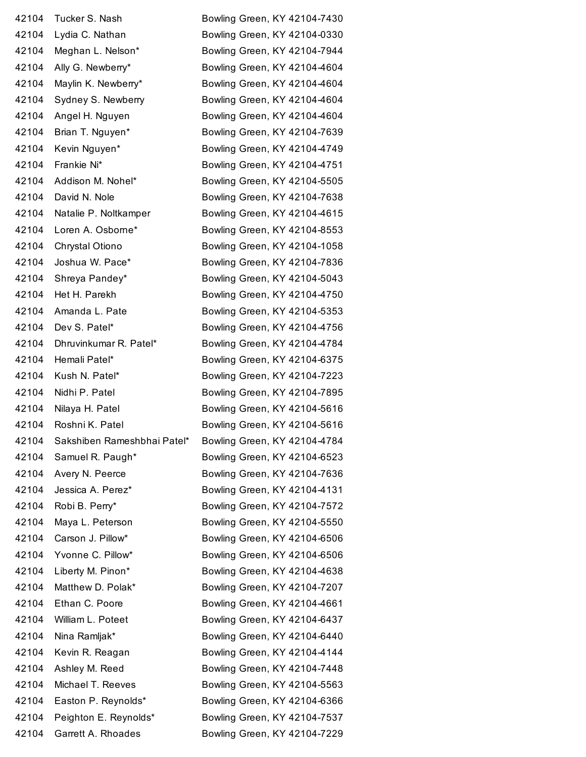| | | |
|---|---|---|
| 42104 | Tucker S. Nash | Bowling Green, KY 42104-7430 |
| 42104 | Lydia C. Nathan | Bowling Green, KY 42104-0330 |
| 42104 | Meghan L. Nelson* | Bowling Green, KY 42104-7944 |
| 42104 | Ally G. Newberry* | Bowling Green, KY 42104-4604 |
| 42104 | Maylin K. Newberry* | Bowling Green, KY 42104-4604 |
| 42104 | Sydney S. Newberry | Bowling Green, KY 42104-4604 |
| 42104 | Angel H. Nguyen | Bowling Green, KY 42104-4604 |
| 42104 | Brian T. Nguyen* | Bowling Green, KY 42104-7639 |
| 42104 | Kevin Nguyen* | Bowling Green, KY 42104-4749 |
| 42104 | Frankie Ni* | Bowling Green, KY 42104-4751 |
| 42104 | Addison M. Nohel* | Bowling Green, KY 42104-5505 |
| 42104 | David N. Nole | Bowling Green, KY 42104-7638 |
| 42104 | Natalie P. Noltkamper | Bowling Green, KY 42104-4615 |
| 42104 | Loren A. Osborne* | Bowling Green, KY 42104-8553 |
| 42104 | Chrystal Otiono | Bowling Green, KY 42104-1058 |
| 42104 | Joshua W. Pace* | Bowling Green, KY 42104-7836 |
| 42104 | Shreya Pandey* | Bowling Green, KY 42104-5043 |
| 42104 | Het H. Parekh | Bowling Green, KY 42104-4750 |
| 42104 | Amanda L. Pate | Bowling Green, KY 42104-5353 |
| 42104 | Dev S. Patel* | Bowling Green, KY 42104-4756 |
| 42104 | Dhruvinkumar R. Patel* | Bowling Green, KY 42104-4784 |
| 42104 | Hemali Patel* | Bowling Green, KY 42104-6375 |
| 42104 | Kush N. Patel* | Bowling Green, KY 42104-7223 |
| 42104 | Nidhi P. Patel | Bowling Green, KY 42104-7895 |
| 42104 | Nilaya H. Patel | Bowling Green, KY 42104-5616 |
| 42104 | Roshni K. Patel | Bowling Green, KY 42104-5616 |
| 42104 | Sakshiben Rameshbhai Patel* | Bowling Green, KY 42104-4784 |
| 42104 | Samuel R. Paugh* | Bowling Green, KY 42104-6523 |
| 42104 | Avery N. Peerce | Bowling Green, KY 42104-7636 |
| 42104 | Jessica A. Perez* | Bowling Green, KY 42104-4131 |
| 42104 | Robi B. Perry* | Bowling Green, KY 42104-7572 |
| 42104 | Maya L. Peterson | Bowling Green, KY 42104-5550 |
| 42104 | Carson J. Pillow* | Bowling Green, KY 42104-6506 |
| 42104 | Yvonne C. Pillow* | Bowling Green, KY 42104-6506 |
| 42104 | Liberty M. Pinon* | Bowling Green, KY 42104-4638 |
| 42104 | Matthew D. Polak* | Bowling Green, KY 42104-7207 |
| 42104 | Ethan C. Poore | Bowling Green, KY 42104-4661 |
| 42104 | William L. Poteet | Bowling Green, KY 42104-6437 |
| 42104 | Nina Ramljak* | Bowling Green, KY 42104-6440 |
| 42104 | Kevin R. Reagan | Bowling Green, KY 42104-4144 |
| 42104 | Ashley M. Reed | Bowling Green, KY 42104-7448 |
| 42104 | Michael T. Reeves | Bowling Green, KY 42104-5563 |
| 42104 | Easton P. Reynolds* | Bowling Green, KY 42104-6366 |
| 42104 | Peighton E. Reynolds* | Bowling Green, KY 42104-7537 |
| 42104 | Garrett A. Rhoades | Bowling Green, KY 42104-7229 |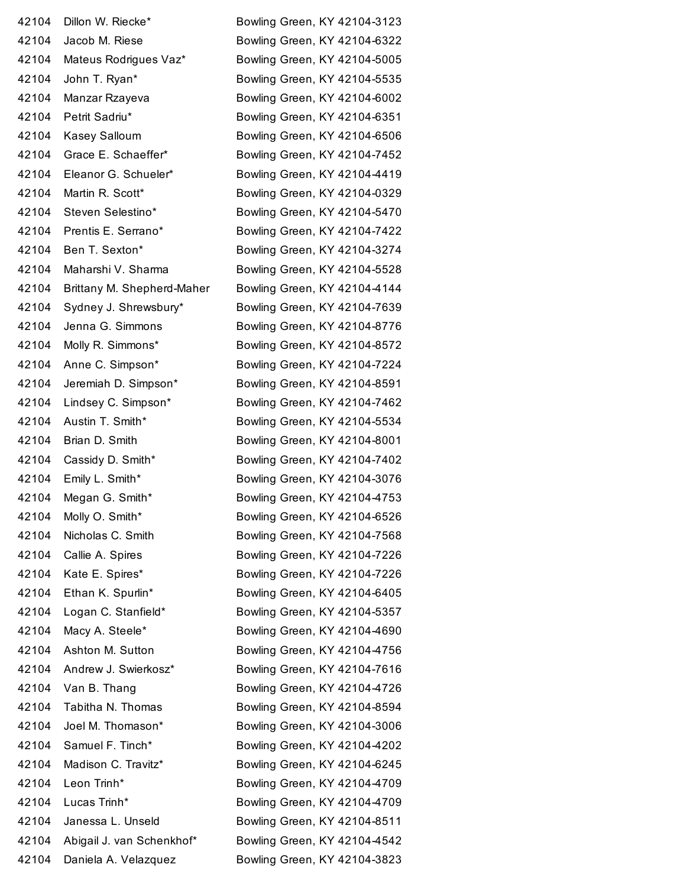| | | |
|---|---|---|
| 42104 | Dillon W. Riecke* | Bowling Green, KY 42104-3123 |
| 42104 | Jacob M. Riese | Bowling Green, KY 42104-6322 |
| 42104 | Mateus Rodrigues Vaz* | Bowling Green, KY 42104-5005 |
| 42104 | John T. Ryan* | Bowling Green, KY 42104-5535 |
| 42104 | Manzar Rzayeva | Bowling Green, KY 42104-6002 |
| 42104 | Petrit Sadriu* | Bowling Green, KY 42104-6351 |
| 42104 | Kasey Salloum | Bowling Green, KY 42104-6506 |
| 42104 | Grace E. Schaeffer* | Bowling Green, KY 42104-7452 |
| 42104 | Eleanor G. Schueler* | Bowling Green, KY 42104-4419 |
| 42104 | Martin R. Scott* | Bowling Green, KY 42104-0329 |
| 42104 | Steven Selestino* | Bowling Green, KY 42104-5470 |
| 42104 | Prentis E. Serrano* | Bowling Green, KY 42104-7422 |
| 42104 | Ben T. Sexton* | Bowling Green, KY 42104-3274 |
| 42104 | Maharshi V. Sharma | Bowling Green, KY 42104-5528 |
| 42104 | Brittany M. Shepherd-Maher | Bowling Green, KY 42104-4144 |
| 42104 | Sydney J. Shrewsbury* | Bowling Green, KY 42104-7639 |
| 42104 | Jenna G. Simmons | Bowling Green, KY 42104-8776 |
| 42104 | Molly R. Simmons* | Bowling Green, KY 42104-8572 |
| 42104 | Anne C. Simpson* | Bowling Green, KY 42104-7224 |
| 42104 | Jeremiah D. Simpson* | Bowling Green, KY 42104-8591 |
| 42104 | Lindsey C. Simpson* | Bowling Green, KY 42104-7462 |
| 42104 | Austin T. Smith* | Bowling Green, KY 42104-5534 |
| 42104 | Brian D. Smith | Bowling Green, KY 42104-8001 |
| 42104 | Cassidy D. Smith* | Bowling Green, KY 42104-7402 |
| 42104 | Emily L. Smith* | Bowling Green, KY 42104-3076 |
| 42104 | Megan G. Smith* | Bowling Green, KY 42104-4753 |
| 42104 | Molly O. Smith* | Bowling Green, KY 42104-6526 |
| 42104 | Nicholas C. Smith | Bowling Green, KY 42104-7568 |
| 42104 | Callie A. Spires | Bowling Green, KY 42104-7226 |
| 42104 | Kate E. Spires* | Bowling Green, KY 42104-7226 |
| 42104 | Ethan K. Spurlin* | Bowling Green, KY 42104-6405 |
| 42104 | Logan C. Stanfield* | Bowling Green, KY 42104-5357 |
| 42104 | Macy A. Steele* | Bowling Green, KY 42104-4690 |
| 42104 | Ashton M. Sutton | Bowling Green, KY 42104-4756 |
| 42104 | Andrew J. Swierkosz* | Bowling Green, KY 42104-7616 |
| 42104 | Van B. Thang | Bowling Green, KY 42104-4726 |
| 42104 | Tabitha N. Thomas | Bowling Green, KY 42104-8594 |
| 42104 | Joel M. Thomason* | Bowling Green, KY 42104-3006 |
| 42104 | Samuel F. Tinch* | Bowling Green, KY 42104-4202 |
| 42104 | Madison C. Travitz* | Bowling Green, KY 42104-6245 |
| 42104 | Leon Trinh* | Bowling Green, KY 42104-4709 |
| 42104 | Lucas Trinh* | Bowling Green, KY 42104-4709 |
| 42104 | Janessa L. Unseld | Bowling Green, KY 42104-8511 |
| 42104 | Abigail J. van Schenkhof* | Bowling Green, KY 42104-4542 |
| 42104 | Daniela A. Velazquez | Bowling Green, KY 42104-3823 |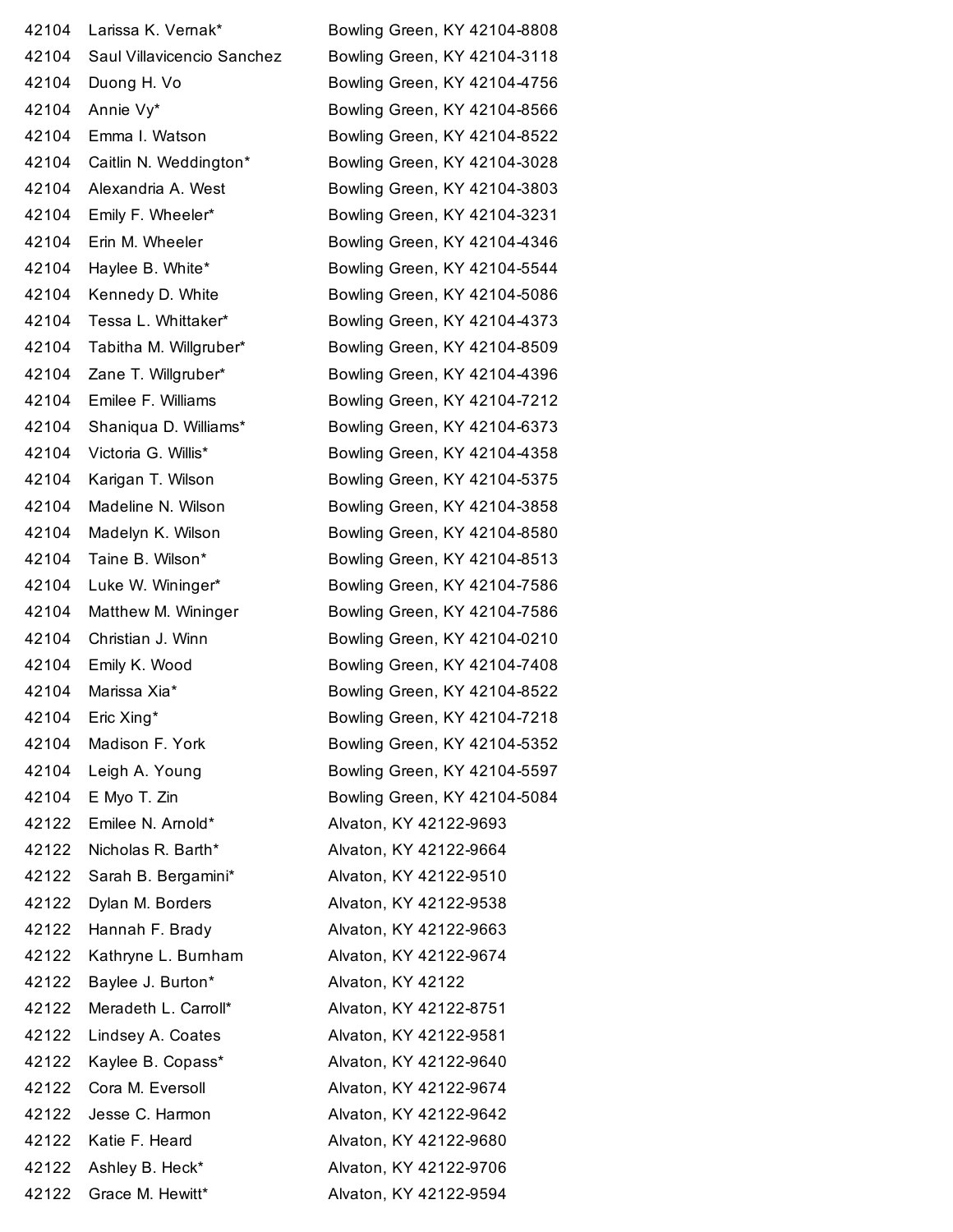| | | |
|---|---|---|
| 42104 | Larissa K. Vernak* | Bowling Green, KY 42104-8808 |
| 42104 | Saul Villavicencio Sanchez | Bowling Green, KY 42104-3118 |
| 42104 | Duong H. Vo | Bowling Green, KY 42104-4756 |
| 42104 | Annie Vy* | Bowling Green, KY 42104-8566 |
| 42104 | Emma I. Watson | Bowling Green, KY 42104-8522 |
| 42104 | Caitlin N. Weddington* | Bowling Green, KY 42104-3028 |
| 42104 | Alexandria A. West | Bowling Green, KY 42104-3803 |
| 42104 | Emily F. Wheeler* | Bowling Green, KY 42104-3231 |
| 42104 | Erin M. Wheeler | Bowling Green, KY 42104-4346 |
| 42104 | Haylee B. White* | Bowling Green, KY 42104-5544 |
| 42104 | Kennedy D. White | Bowling Green, KY 42104-5086 |
| 42104 | Tessa L. Whittaker* | Bowling Green, KY 42104-4373 |
| 42104 | Tabitha M. Willgruber* | Bowling Green, KY 42104-8509 |
| 42104 | Zane T. Willgruber* | Bowling Green, KY 42104-4396 |
| 42104 | Emilee F. Williams | Bowling Green, KY 42104-7212 |
| 42104 | Shaniqua D. Williams* | Bowling Green, KY 42104-6373 |
| 42104 | Victoria G. Willis* | Bowling Green, KY 42104-4358 |
| 42104 | Karigan T. Wilson | Bowling Green, KY 42104-5375 |
| 42104 | Madeline N. Wilson | Bowling Green, KY 42104-3858 |
| 42104 | Madelyn K. Wilson | Bowling Green, KY 42104-8580 |
| 42104 | Taine B. Wilson* | Bowling Green, KY 42104-8513 |
| 42104 | Luke W. Wininger* | Bowling Green, KY 42104-7586 |
| 42104 | Matthew M. Wininger | Bowling Green, KY 42104-7586 |
| 42104 | Christian J. Winn | Bowling Green, KY 42104-0210 |
| 42104 | Emily K. Wood | Bowling Green, KY 42104-7408 |
| 42104 | Marissa Xia* | Bowling Green, KY 42104-8522 |
| 42104 | Eric Xing* | Bowling Green, KY 42104-7218 |
| 42104 | Madison F. York | Bowling Green, KY 42104-5352 |
| 42104 | Leigh A. Young | Bowling Green, KY 42104-5597 |
| 42104 | E Myo T. Zin | Bowling Green, KY 42104-5084 |
| 42122 | Emilee N. Arnold* | Alvaton, KY 42122-9693 |
| 42122 | Nicholas R. Barth* | Alvaton, KY 42122-9664 |
| 42122 | Sarah B. Bergamini* | Alvaton, KY 42122-9510 |
| 42122 | Dylan M. Borders | Alvaton, KY 42122-9538 |
| 42122 | Hannah F. Brady | Alvaton, KY 42122-9663 |
| 42122 | Kathryne L. Burnham | Alvaton, KY 42122-9674 |
| 42122 | Baylee J. Burton* | Alvaton, KY 42122 |
| 42122 | Meradeth L. Carroll* | Alvaton, KY 42122-8751 |
| 42122 | Lindsey A. Coates | Alvaton, KY 42122-9581 |
| 42122 | Kaylee B. Copass* | Alvaton, KY 42122-9640 |
| 42122 | Cora M. Eversoll | Alvaton, KY 42122-9674 |
| 42122 | Jesse C. Harmon | Alvaton, KY 42122-9642 |
| 42122 | Katie F. Heard | Alvaton, KY 42122-9680 |
| 42122 | Ashley B. Heck* | Alvaton, KY 42122-9706 |
| 42122 | Grace M. Hewitt* | Alvaton, KY 42122-9594 |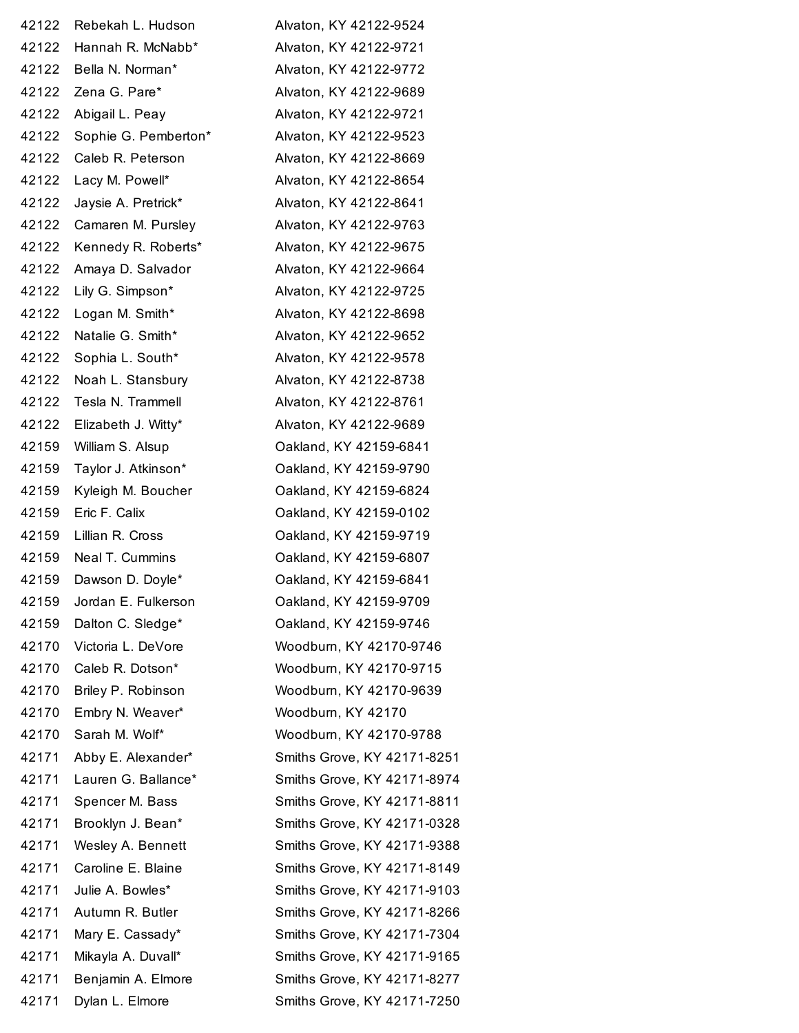| | | |
|---|---|---|
| 42122 | Rebekah L. Hudson | Alvaton, KY 42122-9524 |
| 42122 | Hannah R. McNabb* | Alvaton, KY 42122-9721 |
| 42122 | Bella N. Norman* | Alvaton, KY 42122-9772 |
| 42122 | Zena G. Pare* | Alvaton, KY 42122-9689 |
| 42122 | Abigail L. Peay | Alvaton, KY 42122-9721 |
| 42122 | Sophie G. Pemberton* | Alvaton, KY 42122-9523 |
| 42122 | Caleb R. Peterson | Alvaton, KY 42122-8669 |
| 42122 | Lacy M. Powell* | Alvaton, KY 42122-8654 |
| 42122 | Jaysie A. Pretrick* | Alvaton, KY 42122-8641 |
| 42122 | Camaren M. Pursley | Alvaton, KY 42122-9763 |
| 42122 | Kennedy R. Roberts* | Alvaton, KY 42122-9675 |
| 42122 | Amaya D. Salvador | Alvaton, KY 42122-9664 |
| 42122 | Lily G. Simpson* | Alvaton, KY 42122-9725 |
| 42122 | Logan M. Smith* | Alvaton, KY 42122-8698 |
| 42122 | Natalie G. Smith* | Alvaton, KY 42122-9652 |
| 42122 | Sophia L. South* | Alvaton, KY 42122-9578 |
| 42122 | Noah L. Stansbury | Alvaton, KY 42122-8738 |
| 42122 | Tesla N. Trammell | Alvaton, KY 42122-8761 |
| 42122 | Elizabeth J. Witty* | Alvaton, KY 42122-9689 |
| 42159 | William S. Alsup | Oakland, KY 42159-6841 |
| 42159 | Taylor J. Atkinson* | Oakland, KY 42159-9790 |
| 42159 | Kyleigh M. Boucher | Oakland, KY 42159-6824 |
| 42159 | Eric F. Calix | Oakland, KY 42159-0102 |
| 42159 | Lillian R. Cross | Oakland, KY 42159-9719 |
| 42159 | Neal T. Cummins | Oakland, KY 42159-6807 |
| 42159 | Dawson D. Doyle* | Oakland, KY 42159-6841 |
| 42159 | Jordan E. Fulkerson | Oakland, KY 42159-9709 |
| 42159 | Dalton C. Sledge* | Oakland, KY 42159-9746 |
| 42170 | Victoria L. DeVore | Woodburn, KY 42170-9746 |
| 42170 | Caleb R. Dotson* | Woodburn, KY 42170-9715 |
| 42170 | Briley P. Robinson | Woodburn, KY 42170-9639 |
| 42170 | Embry N. Weaver* | Woodburn, KY 42170 |
| 42170 | Sarah M. Wolf* | Woodburn, KY 42170-9788 |
| 42171 | Abby E. Alexander* | Smiths Grove, KY 42171-8251 |
| 42171 | Lauren G. Ballance* | Smiths Grove, KY 42171-8974 |
| 42171 | Spencer M. Bass | Smiths Grove, KY 42171-8811 |
| 42171 | Brooklyn J. Bean* | Smiths Grove, KY 42171-0328 |
| 42171 | Wesley A. Bennett | Smiths Grove, KY 42171-9388 |
| 42171 | Caroline E. Blaine | Smiths Grove, KY 42171-8149 |
| 42171 | Julie A. Bowles* | Smiths Grove, KY 42171-9103 |
| 42171 | Autumn R. Butler | Smiths Grove, KY 42171-8266 |
| 42171 | Mary E. Cassady* | Smiths Grove, KY 42171-7304 |
| 42171 | Mikayla A. Duvall* | Smiths Grove, KY 42171-9165 |
| 42171 | Benjamin A. Elmore | Smiths Grove, KY 42171-8277 |
| 42171 | Dylan L. Elmore | Smiths Grove, KY 42171-7250 |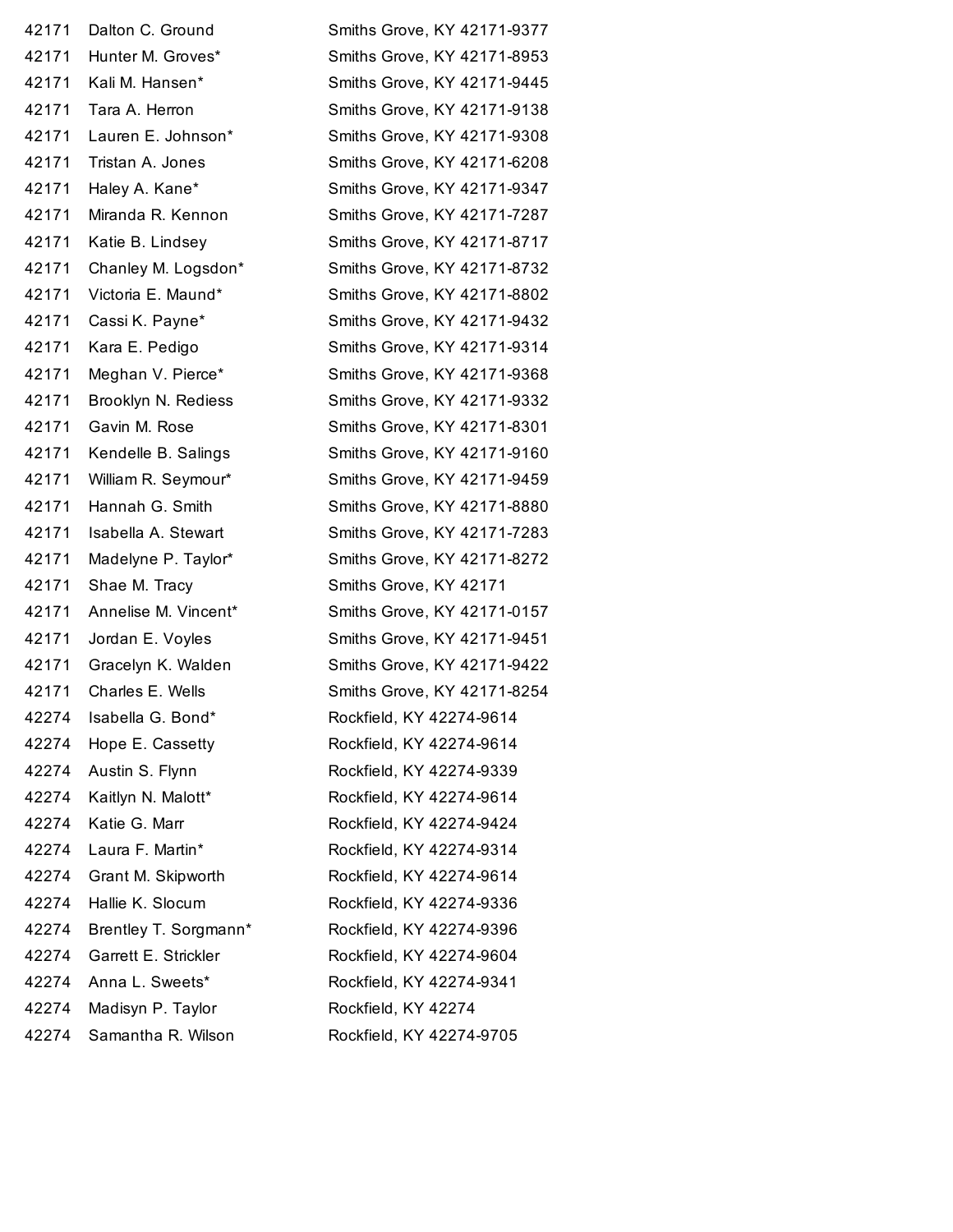| | | |
|---|---|---|
| 42171 | Dalton C. Ground | Smiths Grove, KY 42171-9377 |
| 42171 | Hunter M. Groves* | Smiths Grove, KY 42171-8953 |
| 42171 | Kali M. Hansen* | Smiths Grove, KY 42171-9445 |
| 42171 | Tara A. Herron | Smiths Grove, KY 42171-9138 |
| 42171 | Lauren E. Johnson* | Smiths Grove, KY 42171-9308 |
| 42171 | Tristan A. Jones | Smiths Grove, KY 42171-6208 |
| 42171 | Haley A. Kane* | Smiths Grove, KY 42171-9347 |
| 42171 | Miranda R. Kennon | Smiths Grove, KY 42171-7287 |
| 42171 | Katie B. Lindsey | Smiths Grove, KY 42171-8717 |
| 42171 | Chanley M. Logsdon* | Smiths Grove, KY 42171-8732 |
| 42171 | Victoria E. Maund* | Smiths Grove, KY 42171-8802 |
| 42171 | Cassi K. Payne* | Smiths Grove, KY 42171-9432 |
| 42171 | Kara E. Pedigo | Smiths Grove, KY 42171-9314 |
| 42171 | Meghan V. Pierce* | Smiths Grove, KY 42171-9368 |
| 42171 | Brooklyn N. Rediess | Smiths Grove, KY 42171-9332 |
| 42171 | Gavin M. Rose | Smiths Grove, KY 42171-8301 |
| 42171 | Kendelle B. Salings | Smiths Grove, KY 42171-9160 |
| 42171 | William R. Seymour* | Smiths Grove, KY 42171-9459 |
| 42171 | Hannah G. Smith | Smiths Grove, KY 42171-8880 |
| 42171 | Isabella A. Stewart | Smiths Grove, KY 42171-7283 |
| 42171 | Madelyne P. Taylor* | Smiths Grove, KY 42171-8272 |
| 42171 | Shae M. Tracy | Smiths Grove, KY 42171 |
| 42171 | Annelise M. Vincent* | Smiths Grove, KY 42171-0157 |
| 42171 | Jordan E. Voyles | Smiths Grove, KY 42171-9451 |
| 42171 | Gracelyn K. Walden | Smiths Grove, KY 42171-9422 |
| 42171 | Charles E. Wells | Smiths Grove, KY 42171-8254 |
| 42274 | Isabella G. Bond* | Rockfield, KY 42274-9614 |
| 42274 | Hope E. Cassetty | Rockfield, KY 42274-9614 |
| 42274 | Austin S. Flynn | Rockfield, KY 42274-9339 |
| 42274 | Kaitlyn N. Malott* | Rockfield, KY 42274-9614 |
| 42274 | Katie G. Marr | Rockfield, KY 42274-9424 |
| 42274 | Laura F. Martin* | Rockfield, KY 42274-9314 |
| 42274 | Grant M. Skipworth | Rockfield, KY 42274-9614 |
| 42274 | Hallie K. Slocum | Rockfield, KY 42274-9336 |
| 42274 | Brentley T. Sorgmann* | Rockfield, KY 42274-9396 |
| 42274 | Garrett E. Strickler | Rockfield, KY 42274-9604 |
| 42274 | Anna L. Sweets* | Rockfield, KY 42274-9341 |
| 42274 | Madisyn P. Taylor | Rockfield, KY 42274 |
| 42274 | Samantha R. Wilson | Rockfield, KY 42274-9705 |